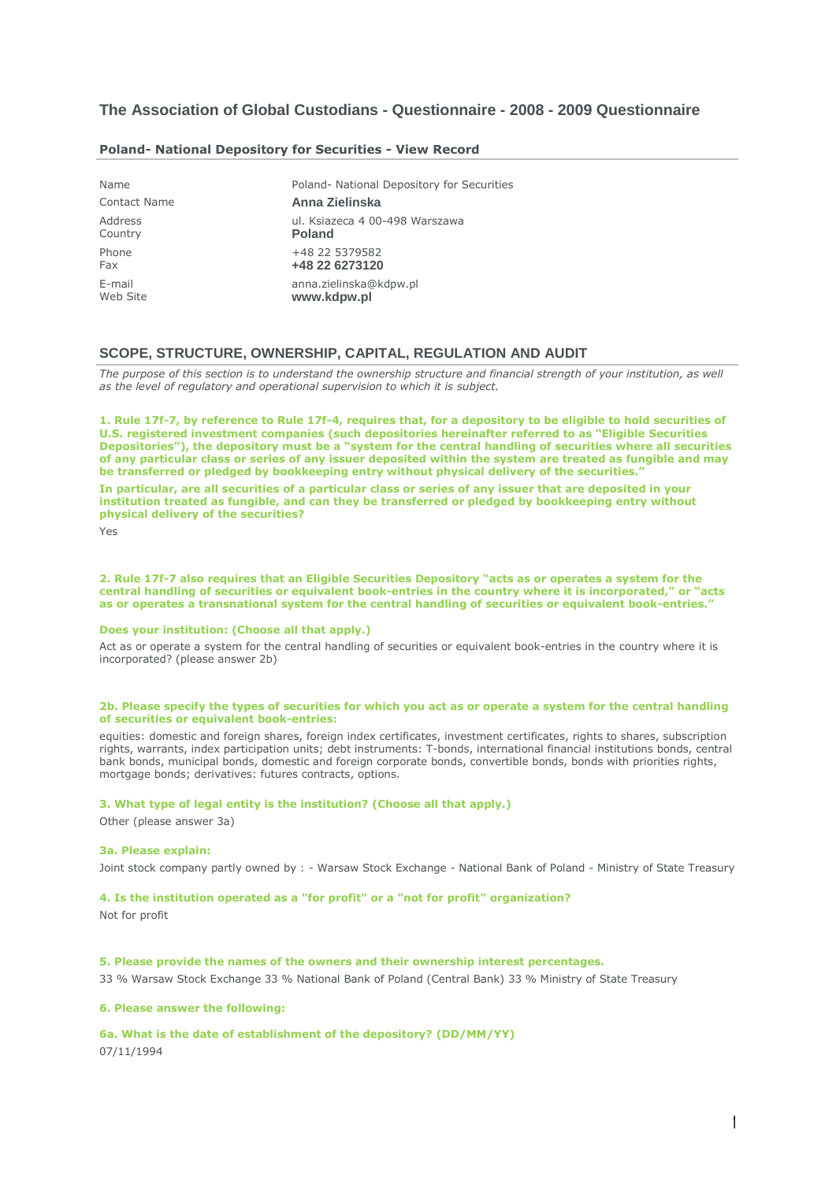# The Association of Global Custodians - Questionnaire - 2008 - 2009 Questionnaire

### Poland- National Depository for Securities - View Record

| | |
|---|---|
| Name | Poland- National Depository for Securities |
| Contact Name | **Anna Zielinska** |
| Address | ul. Ksiazeca 4 00-498 Warszawa |
| Country | **Poland** |
| Phone | +48 22 5379582 |
| Fax | **+48 22 6273120** |
| E-mail | anna.zielinska@kdpw.pl |
| Web Site | **www.kdpw.pl** |

## SCOPE, STRUCTURE, OWNERSHIP, CAPITAL, REGULATION AND AUDIT

*The purpose of this section is to understand the ownership structure and financial strength of your institution, as well as the level of regulatory and operational supervision to which it is subject.*

**1. Rule 17f-7, by reference to Rule 17f-4, requires that, for a depository to be eligible to hold securities of U.S. registered investment companies (such depositories hereinafter referred to as "Eligible Securities Depositories"), the depository must be a "system for the central handling of securities where all securities of any particular class or series of any issuer deposited within the system are treated as fungible and may be transferred or pledged by bookkeeping entry without physical delivery of the securities."**

**In particular, are all securities of a particular class or series of any issuer that are deposited in your institution treated as fungible, and can they be transferred or pledged by bookkeeping entry without physical delivery of the securities?**

Yes

**2. Rule 17f-7 also requires that an Eligible Securities Depository "acts as or operates a system for the central handling of securities or equivalent book-entries in the country where it is incorporated," or "acts as or operates a transnational system for the central handling of securities or equivalent book-entries."**

**Does your institution: (Choose all that apply.)**

Act as or operate a system for the central handling of securities or equivalent book-entries in the country where it is incorporated? (please answer 2b)

**2b. Please specify the types of securities for which you act as or operate a system for the central handling of securities or equivalent book-entries:**

equities: domestic and foreign shares, foreign index certificates, investment certificates, rights to shares, subscription rights, warrants, index participation units; debt instruments: T-bonds, international financial institutions bonds, central bank bonds, municipal bonds, domestic and foreign corporate bonds, convertible bonds, bonds with priorities rights, mortgage bonds; derivatives: futures contracts, options.

**3. What type of legal entity is the institution? (Choose all that apply.)**

Other (please answer 3a)

**3a. Please explain:**

Joint stock company partly owned by : - Warsaw Stock Exchange - National Bank of Poland - Ministry of State Treasury

**4. Is the institution operated as a "for profit" or a "not for profit" organization?**

Not for profit

**5. Please provide the names of the owners and their ownership interest percentages.**

33 % Warsaw Stock Exchange 33 % National Bank of Poland (Central Bank) 33 % Ministry of State Treasury

**6. Please answer the following:**

**6a. What is the date of establishment of the depository? (DD/MM/YY)**

07/11/1994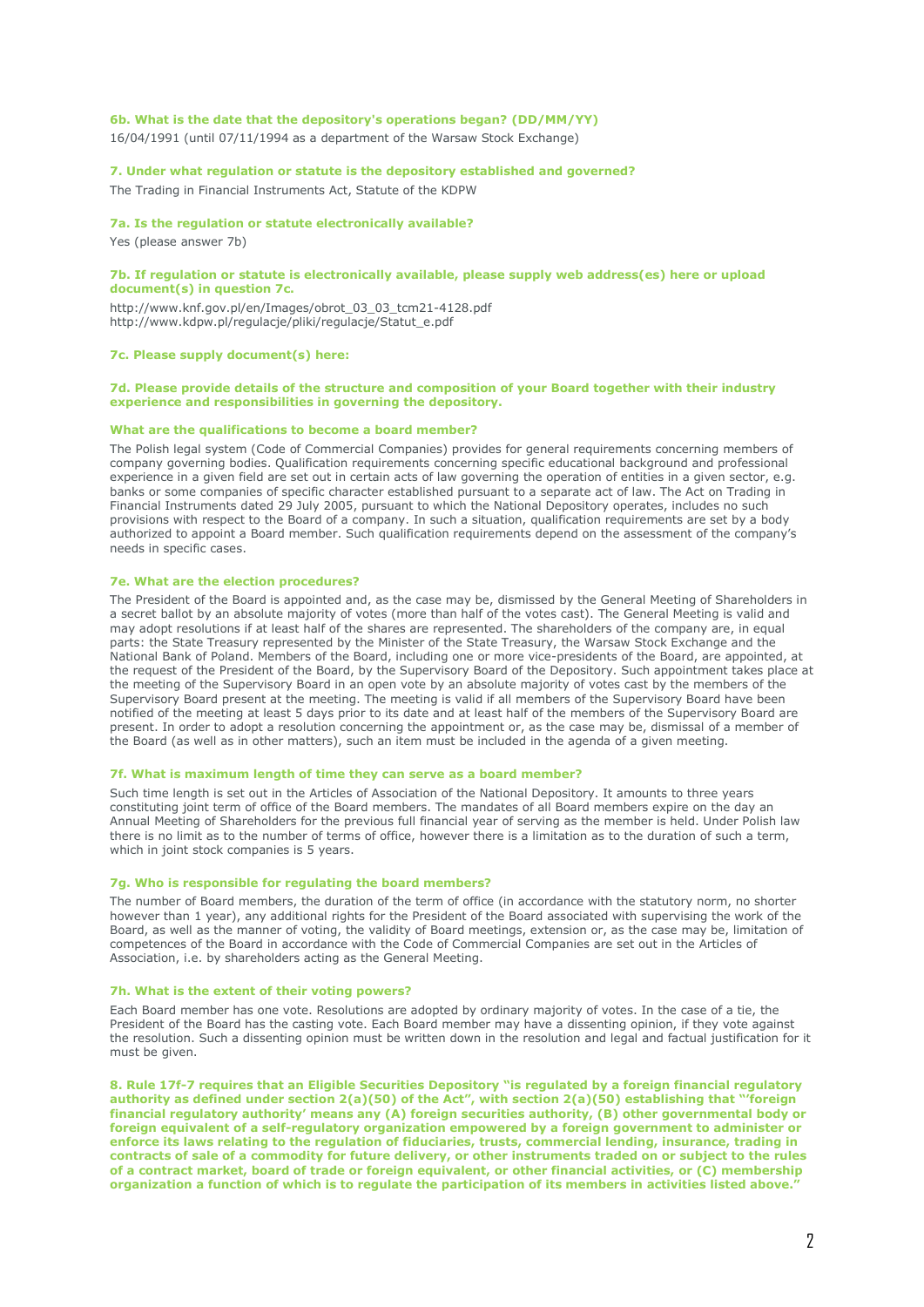**6b. What is the date that the depository's operations began? (DD/MM/YY)**

16/04/1991 (until 07/11/1994 as a department of the Warsaw Stock Exchange)

**7. Under what regulation or statute is the depository established and governed?**

The Trading in Financial Instruments Act, Statute of the KDPW

**7a. Is the regulation or statute electronically available?**

Yes (please answer 7b)

**7b. If regulation or statute is electronically available, please supply web address(es) here or upload document(s) in question 7c.**

http://www.knf.gov.pl/en/Images/obrot_03_03_tcm21-4128.pdf
http://www.kdpw.pl/regulacje/pliki/regulacje/Statut_e.pdf

**7c. Please supply document(s) here:**

**7d. Please provide details of the structure and composition of your Board together with their industry experience and responsibilities in governing the depository.**

**What are the qualifications to become a board member?**

The Polish legal system (Code of Commercial Companies) provides for general requirements concerning members of company governing bodies. Qualification requirements concerning specific educational background and professional experience in a given field are set out in certain acts of law governing the operation of entities in a given sector, e.g. banks or some companies of specific character established pursuant to a separate act of law. The Act on Trading in Financial Instruments dated 29 July 2005, pursuant to which the National Depository operates, includes no such provisions with respect to the Board of a company. In such a situation, qualification requirements are set by a body authorized to appoint a Board member. Such qualification requirements depend on the assessment of the company's needs in specific cases.

**7e. What are the election procedures?**

The President of the Board is appointed and, as the case may be, dismissed by the General Meeting of Shareholders in a secret ballot by an absolute majority of votes (more than half of the votes cast). The General Meeting is valid and may adopt resolutions if at least half of the shares are represented. The shareholders of the company are, in equal parts: the State Treasury represented by the Minister of the State Treasury, the Warsaw Stock Exchange and the National Bank of Poland. Members of the Board, including one or more vice-presidents of the Board, are appointed, at the request of the President of the Board, by the Supervisory Board of the Depository. Such appointment takes place at the meeting of the Supervisory Board in an open vote by an absolute majority of votes cast by the members of the Supervisory Board present at the meeting. The meeting is valid if all members of the Supervisory Board have been notified of the meeting at least 5 days prior to its date and at least half of the members of the Supervisory Board are present. In order to adopt a resolution concerning the appointment or, as the case may be, dismissal of a member of the Board (as well as in other matters), such an item must be included in the agenda of a given meeting.

**7f. What is maximum length of time they can serve as a board member?**

Such time length is set out in the Articles of Association of the National Depository. It amounts to three years constituting joint term of office of the Board members. The mandates of all Board members expire on the day an Annual Meeting of Shareholders for the previous full financial year of serving as the member is held. Under Polish law there is no limit as to the number of terms of office, however there is a limitation as to the duration of such a term, which in joint stock companies is 5 years.

**7g. Who is responsible for regulating the board members?**

The number of Board members, the duration of the term of office (in accordance with the statutory norm, no shorter however than 1 year), any additional rights for the President of the Board associated with supervising the work of the Board, as well as the manner of voting, the validity of Board meetings, extension or, as the case may be, limitation of competences of the Board in accordance with the Code of Commercial Companies are set out in the Articles of Association, i.e. by shareholders acting as the General Meeting.

**7h. What is the extent of their voting powers?**

Each Board member has one vote. Resolutions are adopted by ordinary majority of votes. In the case of a tie, the President of the Board has the casting vote. Each Board member may have a dissenting opinion, if they vote against the resolution. Such a dissenting opinion must be written down in the resolution and legal and factual justification for it must be given.

**8. Rule 17f-7 requires that an Eligible Securities Depository "is regulated by a foreign financial regulatory authority as defined under section 2(a)(50) of the Act", with section 2(a)(50) establishing that "'foreign financial regulatory authority' means any (A) foreign securities authority, (B) other governmental body or foreign equivalent of a self-regulatory organization empowered by a foreign government to administer or enforce its laws relating to the regulation of fiduciaries, trusts, commercial lending, insurance, trading in contracts of sale of a commodity for future delivery, or other instruments traded on or subject to the rules of a contract market, board of trade or foreign equivalent, or other financial activities, or (C) membership organization a function of which is to regulate the participation of its members in activities listed above."**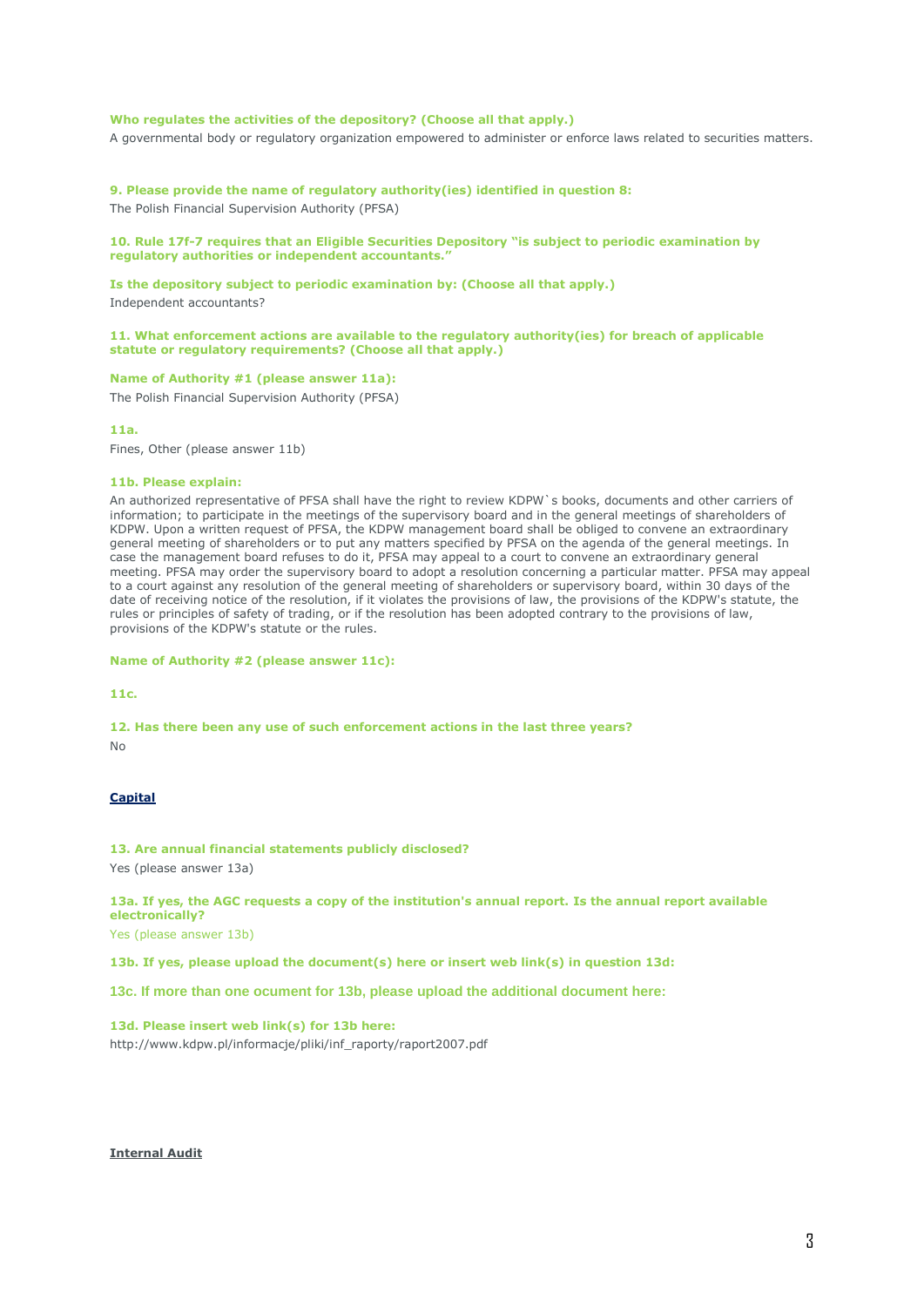**Who regulates the activities of the depository? (Choose all that apply.)**

A governmental body or regulatory organization empowered to administer or enforce laws related to securities matters.

**9. Please provide the name of regulatory authority(ies) identified in question 8:**

The Polish Financial Supervision Authority (PFSA)

**10. Rule 17f-7 requires that an Eligible Securities Depository "is subject to periodic examination by regulatory authorities or independent accountants."**

**Is the depository subject to periodic examination by: (Choose all that apply.)**

Independent accountants?

**11. What enforcement actions are available to the regulatory authority(ies) for breach of applicable statute or regulatory requirements? (Choose all that apply.)**

**Name of Authority #1 (please answer 11a):**

The Polish Financial Supervision Authority (PFSA)

**11a.**

Fines, Other (please answer 11b)

**11b. Please explain:**

An authorized representative of PFSA shall have the right to review KDPW`s books, documents and other carriers of information; to participate in the meetings of the supervisory board and in the general meetings of shareholders of KDPW. Upon a written request of PFSA, the KDPW management board shall be obliged to convene an extraordinary general meeting of shareholders or to put any matters specified by PFSA on the agenda of the general meetings. In case the management board refuses to do it, PFSA may appeal to a court to convene an extraordinary general meeting. PFSA may order the supervisory board to adopt a resolution concerning a particular matter. PFSA may appeal to a court against any resolution of the general meeting of shareholders or supervisory board, within 30 days of the date of receiving notice of the resolution, if it violates the provisions of law, the provisions of the KDPW's statute, the rules or principles of safety of trading, or if the resolution has been adopted contrary to the provisions of law, provisions of the KDPW's statute or the rules.

**Name of Authority #2 (please answer 11c):**

**11c.**

**12. Has there been any use of such enforcement actions in the last three years?**

No

## Capital

**13. Are annual financial statements publicly disclosed?**

Yes (please answer 13a)

**13a. If yes, the AGC requests a copy of the institution's annual report. Is the annual report available electronically?**

Yes (please answer 13b)

**13b. If yes, please upload the document(s) here or insert web link(s) in question 13d:**

**13c. If more than one ocument for 13b, please upload the additional document here:**

**13d. Please insert web link(s) for 13b here:**

http://www.kdpw.pl/informacje/pliki/inf_raporty/raport2007.pdf

## Internal Audit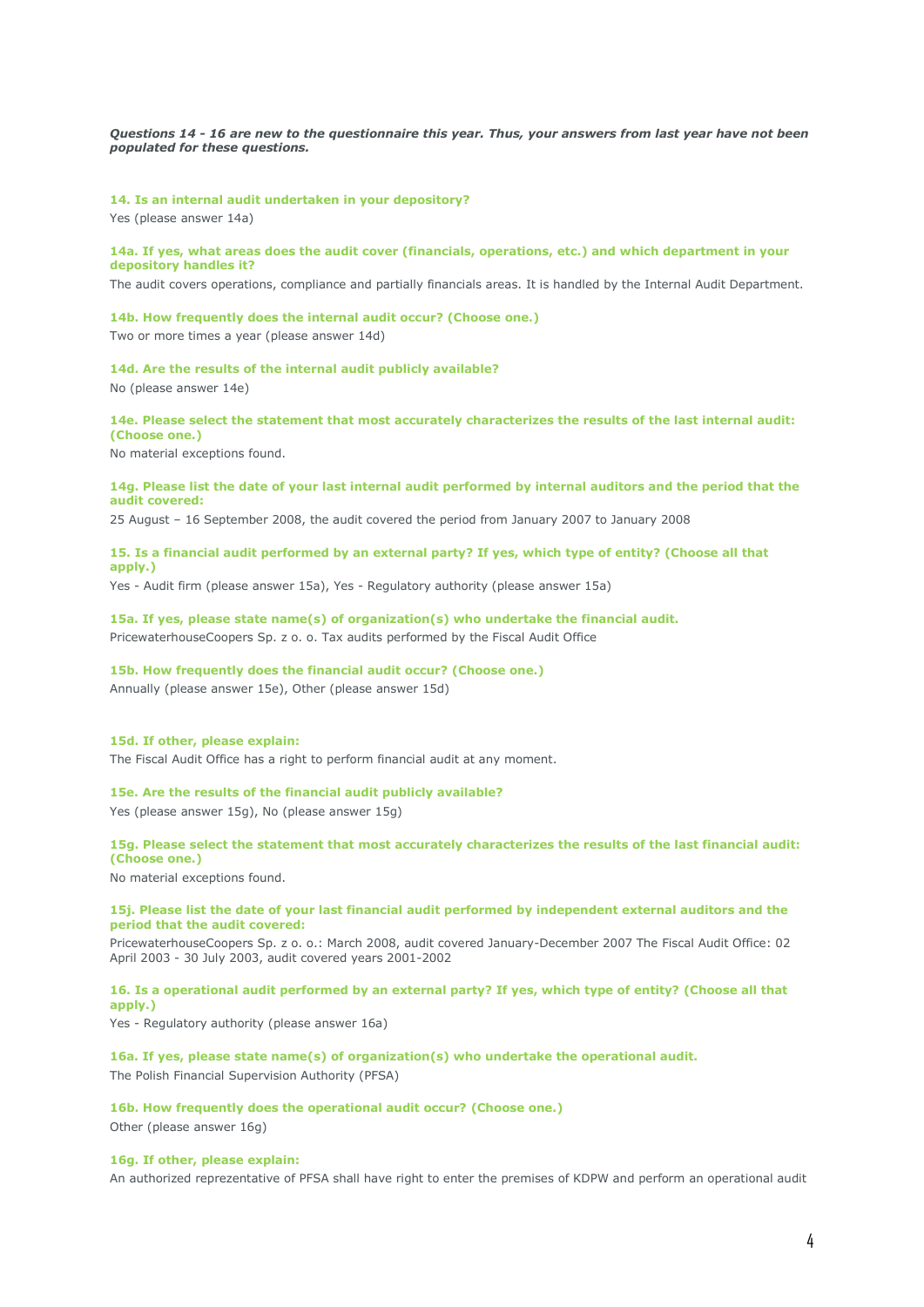***Questions 14 - 16 are new to the questionnaire this year. Thus, your answers from last year have not been populated for these questions.***

**14. Is an internal audit undertaken in your depository?**

Yes (please answer 14a)

**14a. If yes, what areas does the audit cover (financials, operations, etc.) and which department in your depository handles it?**

The audit covers operations, compliance and partially financials areas. It is handled by the Internal Audit Department.

**14b. How frequently does the internal audit occur? (Choose one.)**

Two or more times a year (please answer 14d)

**14d. Are the results of the internal audit publicly available?**

No (please answer 14e)

**14e. Please select the statement that most accurately characterizes the results of the last internal audit: (Choose one.)**

No material exceptions found.

**14g. Please list the date of your last internal audit performed by internal auditors and the period that the audit covered:**

25 August – 16 September 2008, the audit covered the period from January 2007 to January 2008

**15. Is a financial audit performed by an external party? If yes, which type of entity? (Choose all that apply.)**

Yes - Audit firm (please answer 15a), Yes - Regulatory authority (please answer 15a)

**15a. If yes, please state name(s) of organization(s) who undertake the financial audit.**

PricewaterhouseCoopers Sp. z o. o. Tax audits performed by the Fiscal Audit Office

**15b. How frequently does the financial audit occur? (Choose one.)**

Annually (please answer 15e), Other (please answer 15d)

**15d. If other, please explain:**

The Fiscal Audit Office has a right to perform financial audit at any moment.

**15e. Are the results of the financial audit publicly available?**

Yes (please answer 15g), No (please answer 15g)

**15g. Please select the statement that most accurately characterizes the results of the last financial audit: (Choose one.)**

No material exceptions found.

**15j. Please list the date of your last financial audit performed by independent external auditors and the period that the audit covered:**

PricewaterhouseCoopers Sp. z o. o.: March 2008, audit covered January-December 2007 The Fiscal Audit Office: 02 April 2003 - 30 July 2003, audit covered years 2001-2002

**16. Is a operational audit performed by an external party? If yes, which type of entity? (Choose all that apply.)**

Yes - Regulatory authority (please answer 16a)

**16a. If yes, please state name(s) of organization(s) who undertake the operational audit.**

The Polish Financial Supervision Authority (PFSA)

**16b. How frequently does the operational audit occur? (Choose one.)**

Other (please answer 16g)

**16g. If other, please explain:**

An authorized reprezentative of PFSA shall have right to enter the premises of KDPW and perform an operational audit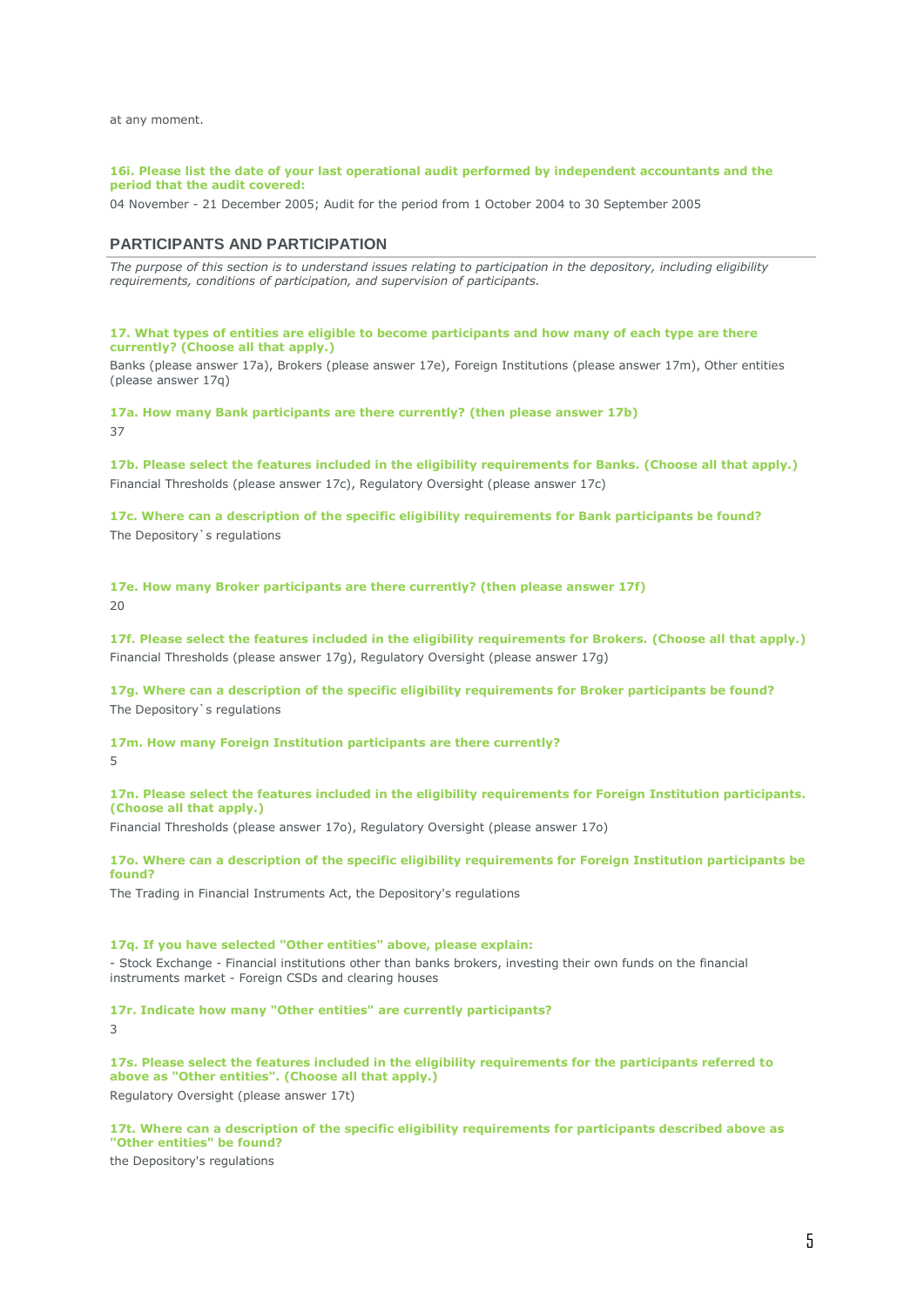at any moment.

**16i. Please list the date of your last operational audit performed by independent accountants and the period that the audit covered:**

04 November - 21 December 2005; Audit for the period from 1 October 2004 to 30 September 2005

## PARTICIPANTS AND PARTICIPATION

*The purpose of this section is to understand issues relating to participation in the depository, including eligibility requirements, conditions of participation, and supervision of participants.*

**17. What types of entities are eligible to become participants and how many of each type are there currently? (Choose all that apply.)**

Banks (please answer 17a), Brokers (please answer 17e), Foreign Institutions (please answer 17m), Other entities (please answer 17q)

**17a. How many Bank participants are there currently? (then please answer 17b)**

37

**17b. Please select the features included in the eligibility requirements for Banks. (Choose all that apply.)**

Financial Thresholds (please answer 17c), Regulatory Oversight (please answer 17c)

**17c. Where can a description of the specific eligibility requirements for Bank participants be found?**

The Depository`s regulations

**17e. How many Broker participants are there currently? (then please answer 17f)**

20

**17f. Please select the features included in the eligibility requirements for Brokers. (Choose all that apply.)**

Financial Thresholds (please answer 17g), Regulatory Oversight (please answer 17g)

**17g. Where can a description of the specific eligibility requirements for Broker participants be found?**

The Depository`s regulations

**17m. How many Foreign Institution participants are there currently?**

5

**17n. Please select the features included in the eligibility requirements for Foreign Institution participants. (Choose all that apply.)**

Financial Thresholds (please answer 17o), Regulatory Oversight (please answer 17o)

**17o. Where can a description of the specific eligibility requirements for Foreign Institution participants be found?**

The Trading in Financial Instruments Act, the Depository's regulations

**17q. If you have selected "Other entities" above, please explain:**

- Stock Exchange - Financial institutions other than banks brokers, investing their own funds on the financial instruments market - Foreign CSDs and clearing houses

**17r. Indicate how many "Other entities" are currently participants?**

3

**17s. Please select the features included in the eligibility requirements for the participants referred to above as "Other entities". (Choose all that apply.)**

Regulatory Oversight (please answer 17t)

**17t. Where can a description of the specific eligibility requirements for participants described above as "Other entities" be found?**

the Depository's regulations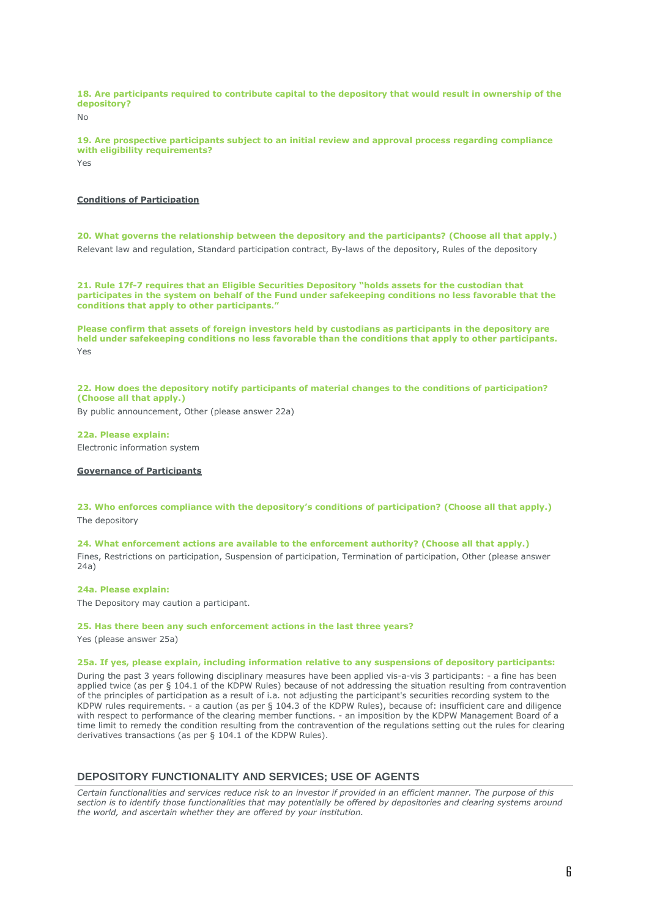**18. Are participants required to contribute capital to the depository that would result in ownership of the depository?**

No

**19. Are prospective participants subject to an initial review and approval process regarding compliance with eligibility requirements?**

Yes

**Conditions of Participation**

**20. What governs the relationship between the depository and the participants? (Choose all that apply.)**

Relevant law and regulation, Standard participation contract, By-laws of the depository, Rules of the depository

**21. Rule 17f-7 requires that an Eligible Securities Depository "holds assets for the custodian that participates in the system on behalf of the Fund under safekeeping conditions no less favorable that the conditions that apply to other participants."**

**Please confirm that assets of foreign investors held by custodians as participants in the depository are held under safekeeping conditions no less favorable than the conditions that apply to other participants.**

Yes

**22. How does the depository notify participants of material changes to the conditions of participation? (Choose all that apply.)**

By public announcement, Other (please answer 22a)

**22a. Please explain:**

Electronic information system

**Governance of Participants**

**23. Who enforces compliance with the depository's conditions of participation? (Choose all that apply.)**

The depository

**24. What enforcement actions are available to the enforcement authority? (Choose all that apply.)**

Fines, Restrictions on participation, Suspension of participation, Termination of participation, Other (please answer 24a)

**24a. Please explain:**

The Depository may caution a participant.

**25. Has there been any such enforcement actions in the last three years?**

Yes (please answer 25a)

**25a. If yes, please explain, including information relative to any suspensions of depository participants:**

During the past 3 years following disciplinary measures have been applied vis-a-vis 3 participants: - a fine has been applied twice (as per § 104.1 of the KDPW Rules) because of not addressing the situation resulting from contravention of the principles of participation as a result of i.a. not adjusting the participant's securities recording system to the KDPW rules requirements. - a caution (as per § 104.3 of the KDPW Rules), because of: insufficient care and diligence with respect to performance of the clearing member functions. - an imposition by the KDPW Management Board of a time limit to remedy the condition resulting from the contravention of the regulations setting out the rules for clearing derivatives transactions (as per § 104.1 of the KDPW Rules).

## DEPOSITORY FUNCTIONALITY AND SERVICES; USE OF AGENTS

*Certain functionalities and services reduce risk to an investor if provided in an efficient manner. The purpose of this section is to identify those functionalities that may potentially be offered by depositories and clearing systems around the world, and ascertain whether they are offered by your institution.*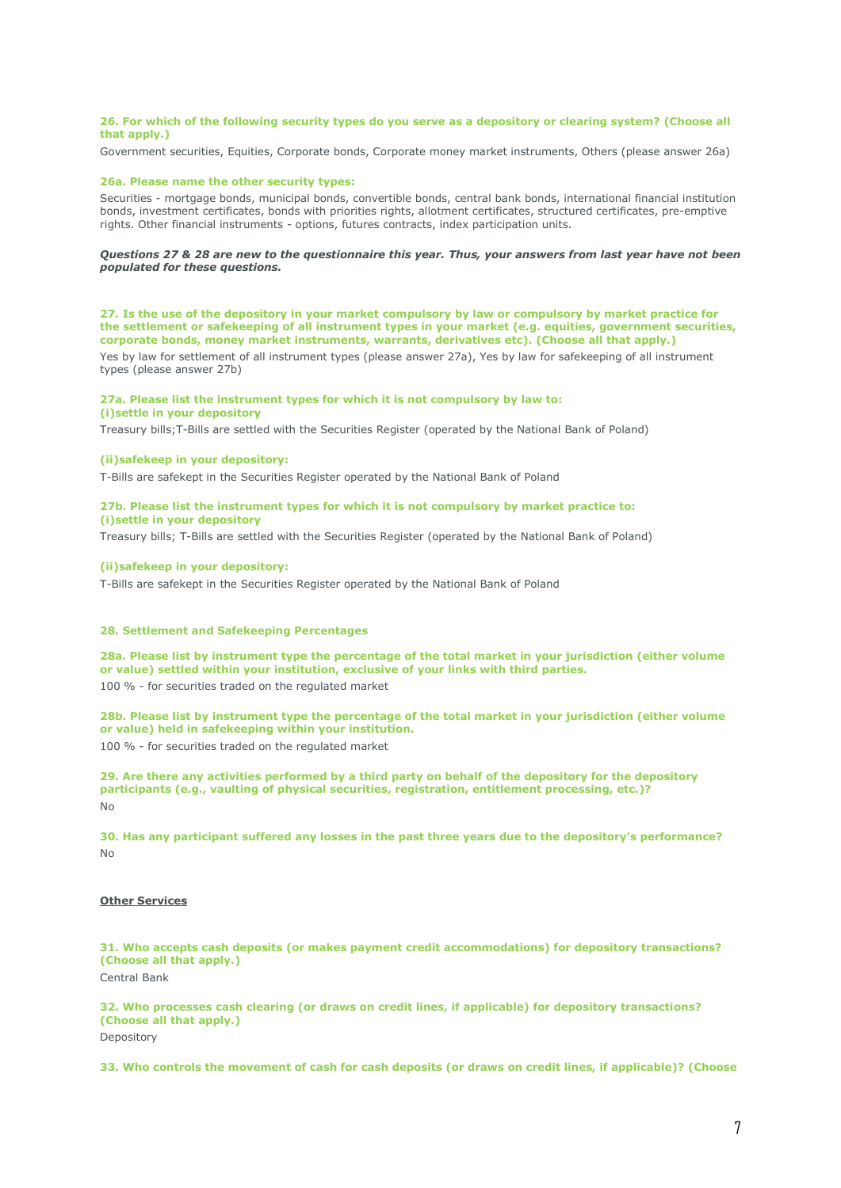**26. For which of the following security types do you serve as a depository or clearing system? (Choose all that apply.)**

Government securities, Equities, Corporate bonds, Corporate money market instruments, Others (please answer 26a)

**26a. Please name the other security types:**

Securities - mortgage bonds, municipal bonds, convertible bonds, central bank bonds, international financial institution bonds, investment certificates, bonds with priorities rights, allotment certificates, structured certificates, pre-emptive rights. Other financial instruments - options, futures contracts, index participation units.

***Questions 27 & 28 are new to the questionnaire this year. Thus, your answers from last year have not been populated for these questions.***

**27. Is the use of the depository in your market compulsory by law or compulsory by market practice for the settlement or safekeeping of all instrument types in your market (e.g. equities, government securities, corporate bonds, money market instruments, warrants, derivatives etc). (Choose all that apply.)**

Yes by law for settlement of all instrument types (please answer 27a), Yes by law for safekeeping of all instrument types (please answer 27b)

**27a. Please list the instrument types for which it is not compulsory by law to:**
**(i)settle in your depository**

Treasury bills;T-Bills are settled with the Securities Register (operated by the National Bank of Poland)

**(ii)safekeep in your depository:**

T-Bills are safekept in the Securities Register operated by the National Bank of Poland

**27b. Please list the instrument types for which it is not compulsory by market practice to:**
**(i)settle in your depository**

Treasury bills; T-Bills are settled with the Securities Register (operated by the National Bank of Poland)

**(ii)safekeep in your depository:**

T-Bills are safekept in the Securities Register operated by the National Bank of Poland

**28. Settlement and Safekeeping Percentages**

**28a. Please list by instrument type the percentage of the total market in your jurisdiction (either volume or value) settled within your institution, exclusive of your links with third parties.**

100 % - for securities traded on the regulated market

**28b. Please list by instrument type the percentage of the total market in your jurisdiction (either volume or value) held in safekeeping within your institution.**

100 % - for securities traded on the regulated market

**29. Are there any activities performed by a third party on behalf of the depository for the depository participants (e.g., vaulting of physical securities, registration, entitlement processing, etc.)?**

No

**30. Has any participant suffered any losses in the past three years due to the depository's performance?**

No

## Other Services

**31. Who accepts cash deposits (or makes payment credit accommodations) for depository transactions? (Choose all that apply.)**

Central Bank

**32. Who processes cash clearing (or draws on credit lines, if applicable) for depository transactions? (Choose all that apply.)**

Depository

**33. Who controls the movement of cash for cash deposits (or draws on credit lines, if applicable)? (Choose**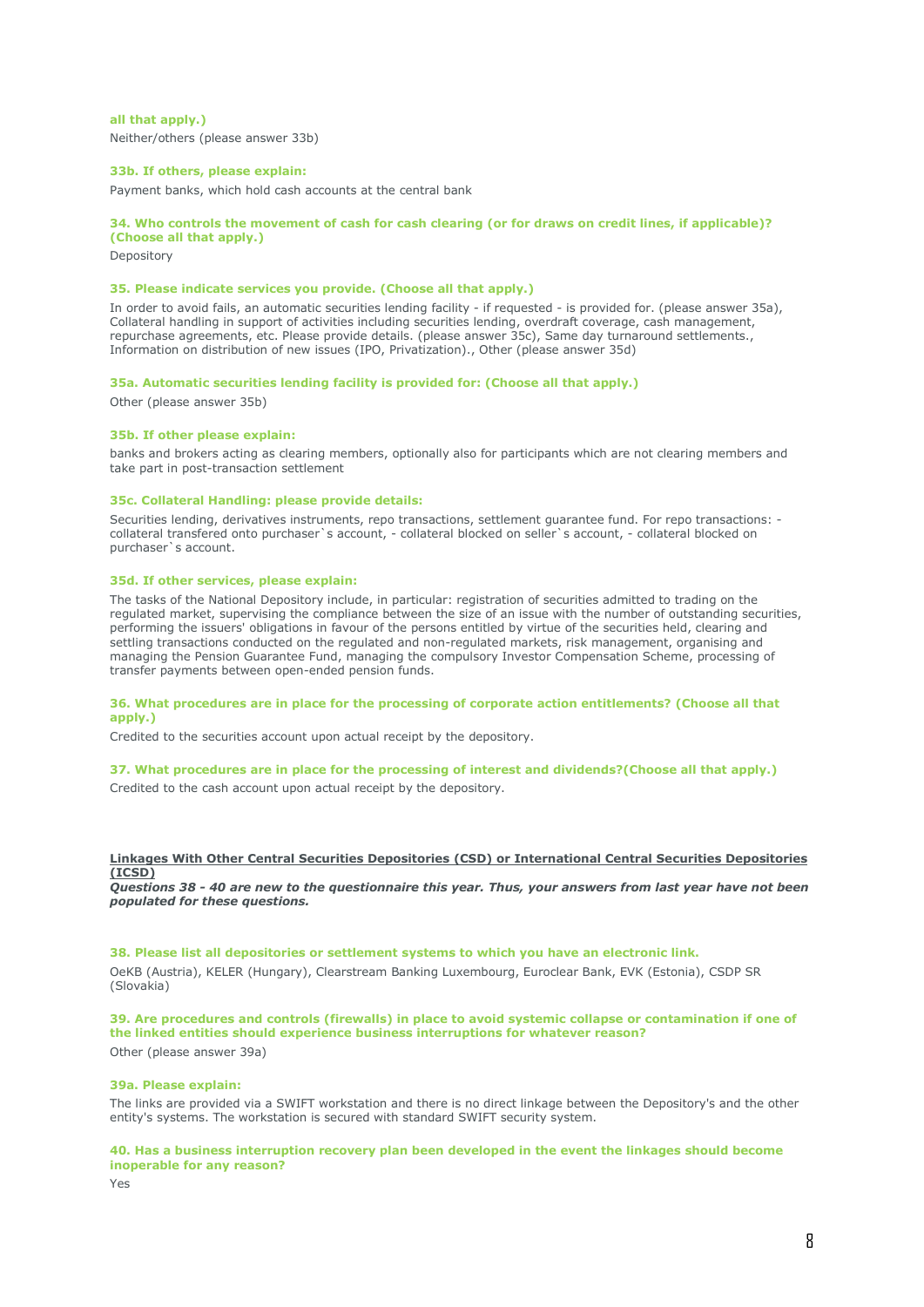**all that apply.)**

Neither/others (please answer 33b)

**33b. If others, please explain:**

Payment banks, which hold cash accounts at the central bank

**34. Who controls the movement of cash for cash clearing (or for draws on credit lines, if applicable)? (Choose all that apply.)**

Depository

**35. Please indicate services you provide. (Choose all that apply.)**

In order to avoid fails, an automatic securities lending facility - if requested - is provided for. (please answer 35a), Collateral handling in support of activities including securities lending, overdraft coverage, cash management, repurchase agreements, etc. Please provide details. (please answer 35c), Same day turnaround settlements., Information on distribution of new issues (IPO, Privatization)., Other (please answer 35d)

**35a. Automatic securities lending facility is provided for: (Choose all that apply.)**

Other (please answer 35b)

**35b. If other please explain:**

banks and brokers acting as clearing members, optionally also for participants which are not clearing members and take part in post-transaction settlement

**35c. Collateral Handling: please provide details:**

Securities lending, derivatives instruments, repo transactions, settlement guarantee fund. For repo transactions: - collateral transfered onto purchaser`s account, - collateral blocked on seller`s account, - collateral blocked on purchaser`s account.

**35d. If other services, please explain:**

The tasks of the National Depository include, in particular: registration of securities admitted to trading on the regulated market, supervising the compliance between the size of an issue with the number of outstanding securities, performing the issuers' obligations in favour of the persons entitled by virtue of the securities held, clearing and settling transactions conducted on the regulated and non-regulated markets, risk management, organising and managing the Pension Guarantee Fund, managing the compulsory Investor Compensation Scheme, processing of transfer payments between open-ended pension funds.

**36. What procedures are in place for the processing of corporate action entitlements? (Choose all that apply.)**

Credited to the securities account upon actual receipt by the depository.

**37. What procedures are in place for the processing of interest and dividends?(Choose all that apply.)**

Credited to the cash account upon actual receipt by the depository.

## Linkages With Other Central Securities Depositories (CSD) or International Central Securities Depositories (ICSD)

***Questions 38 - 40 are new to the questionnaire this year. Thus, your answers from last year have not been populated for these questions.***

**38. Please list all depositories or settlement systems to which you have an electronic link.**

OeKB (Austria), KELER (Hungary), Clearstream Banking Luxembourg, Euroclear Bank, EVK (Estonia), CSDP SR (Slovakia)

**39. Are procedures and controls (firewalls) in place to avoid systemic collapse or contamination if one of the linked entities should experience business interruptions for whatever reason?**

Other (please answer 39a)

**39a. Please explain:**

The links are provided via a SWIFT workstation and there is no direct linkage between the Depository's and the other entity's systems. The workstation is secured with standard SWIFT security system.

**40. Has a business interruption recovery plan been developed in the event the linkages should become inoperable for any reason?**

Yes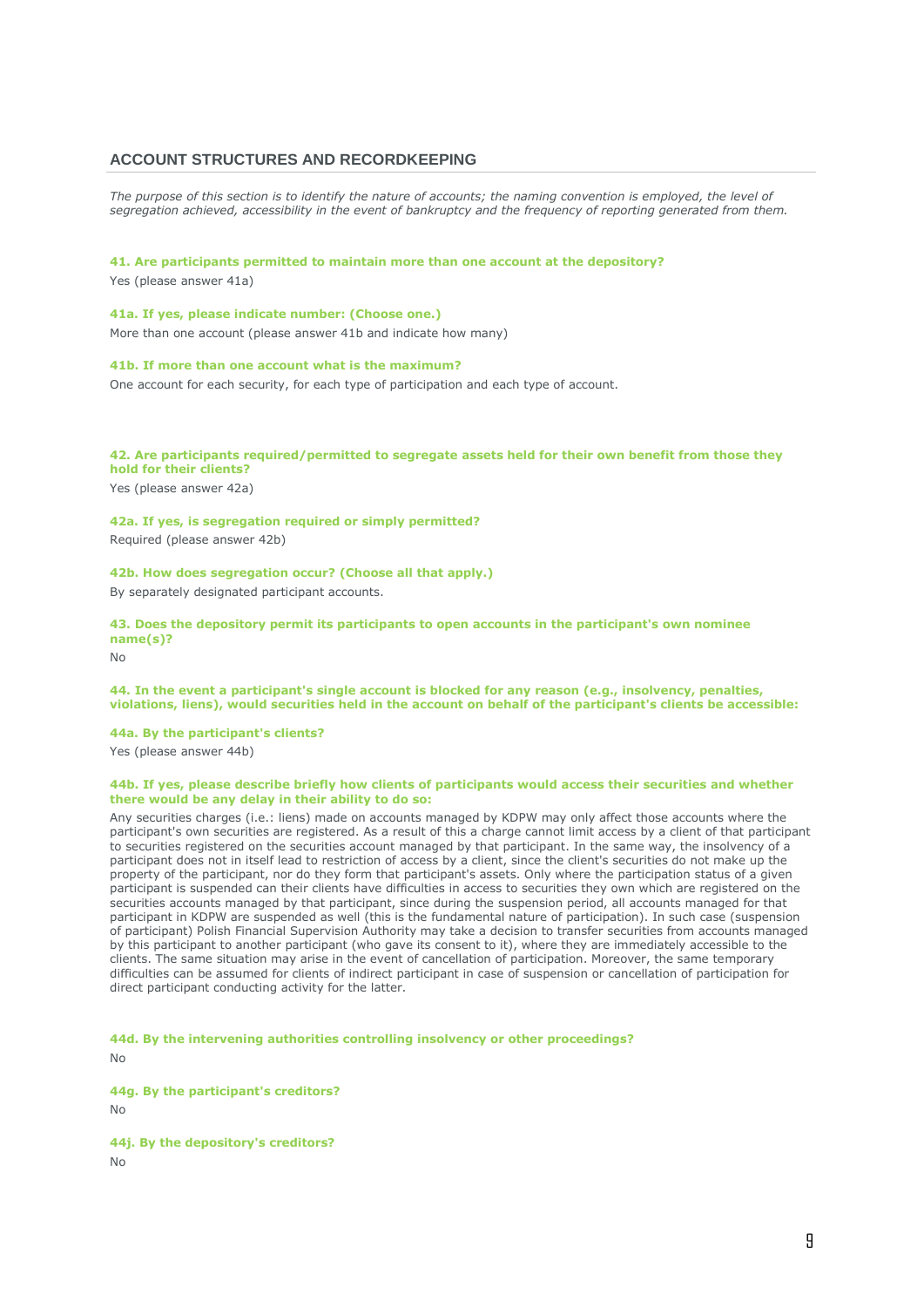## ACCOUNT STRUCTURES AND RECORDKEEPING

*The purpose of this section is to identify the nature of accounts; the naming convention is employed, the level of segregation achieved, accessibility in the event of bankruptcy and the frequency of reporting generated from them.*

**41. Are participants permitted to maintain more than one account at the depository?**

Yes (please answer 41a)

**41a. If yes, please indicate number: (Choose one.)**

More than one account (please answer 41b and indicate how many)

**41b. If more than one account what is the maximum?**

One account for each security, for each type of participation and each type of account.

**42. Are participants required/permitted to segregate assets held for their own benefit from those they hold for their clients?**

Yes (please answer 42a)

**42a. If yes, is segregation required or simply permitted?**

Required (please answer 42b)

**42b. How does segregation occur? (Choose all that apply.)**

By separately designated participant accounts.

**43. Does the depository permit its participants to open accounts in the participant's own nominee name(s)?**

No

**44. In the event a participant's single account is blocked for any reason (e.g., insolvency, penalties, violations, liens), would securities held in the account on behalf of the participant's clients be accessible:**

**44a. By the participant's clients?**

Yes (please answer 44b)

**44b. If yes, please describe briefly how clients of participants would access their securities and whether there would be any delay in their ability to do so:**

Any securities charges (i.e.: liens) made on accounts managed by KDPW may only affect those accounts where the participant's own securities are registered. As a result of this a charge cannot limit access by a client of that participant to securities registered on the securities account managed by that participant. In the same way, the insolvency of a participant does not in itself lead to restriction of access by a client, since the client's securities do not make up the property of the participant, nor do they form that participant's assets. Only where the participation status of a given participant is suspended can their clients have difficulties in access to securities they own which are registered on the securities accounts managed by that participant, since during the suspension period, all accounts managed for that participant in KDPW are suspended as well (this is the fundamental nature of participation). In such case (suspension of participant) Polish Financial Supervision Authority may take a decision to transfer securities from accounts managed by this participant to another participant (who gave its consent to it), where they are immediately accessible to the clients. The same situation may arise in the event of cancellation of participation. Moreover, the same temporary difficulties can be assumed for clients of indirect participant in case of suspension or cancellation of participation for direct participant conducting activity for the latter.

**44d. By the intervening authorities controlling insolvency or other proceedings?**

No

**44g. By the participant's creditors?**

No

**44j. By the depository's creditors?**

No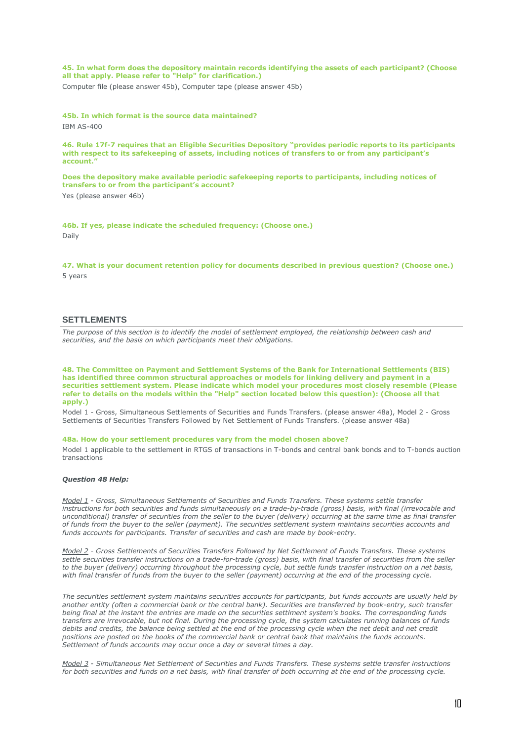**45. In what form does the depository maintain records identifying the assets of each participant? (Choose all that apply. Please refer to "Help" for clarification.)**

Computer file (please answer 45b), Computer tape (please answer 45b)

**45b. In which format is the source data maintained?**

IBM AS-400

**46. Rule 17f-7 requires that an Eligible Securities Depository "provides periodic reports to its participants with respect to its safekeeping of assets, including notices of transfers to or from any participant's account."**

**Does the depository make available periodic safekeeping reports to participants, including notices of transfers to or from the participant's account?**

Yes (please answer 46b)

**46b. If yes, please indicate the scheduled frequency: (Choose one.)**

Daily

**47. What is your document retention policy for documents described in previous question? (Choose one.)**

5 years

## SETTLEMENTS

*The purpose of this section is to identify the model of settlement employed, the relationship between cash and securities, and the basis on which participants meet their obligations.*

**48. The Committee on Payment and Settlement Systems of the Bank for International Settlements (BIS) has identified three common structural approaches or models for linking delivery and payment in a securities settlement system. Please indicate which model your procedures most closely resemble (Please refer to details on the models within the "Help" section located below this question): (Choose all that apply.)**

Model 1 - Gross, Simultaneous Settlements of Securities and Funds Transfers. (please answer 48a), Model 2 - Gross Settlements of Securities Transfers Followed by Net Settlement of Funds Transfers. (please answer 48a)

**48a. How do your settlement procedures vary from the model chosen above?**

Model 1 applicable to the settlement in RTGS of transactions in T-bonds and central bank bonds and to T-bonds auction transactions

***Question 48 Help:***

*Model 1 - Gross, Simultaneous Settlements of Securities and Funds Transfers. These systems settle transfer instructions for both securities and funds simultaneously on a trade-by-trade (gross) basis, with final (irrevocable and unconditional) transfer of securities from the seller to the buyer (delivery) occurring at the same time as final transfer of funds from the buyer to the seller (payment). The securities settlement system maintains securities accounts and funds accounts for participants. Transfer of securities and cash are made by book-entry.*

*Model 2 - Gross Settlements of Securities Transfers Followed by Net Settlement of Funds Transfers. These systems settle securities transfer instructions on a trade-for-trade (gross) basis, with final transfer of securities from the seller to the buyer (delivery) occurring throughout the processing cycle, but settle funds transfer instruction on a net basis, with final transfer of funds from the buyer to the seller (payment) occurring at the end of the processing cycle.*

*The securities settlement system maintains securities accounts for participants, but funds accounts are usually held by another entity (often a commercial bank or the central bank). Securities are transferred by book-entry, such transfer being final at the instant the entries are made on the securities settlment system's books. The corresponding funds transfers are irrevocable, but not final. During the processing cycle, the system calculates running balances of funds debits and credits, the balance being settled at the end of the processing cycle when the net debit and net credit positions are posted on the books of the commercial bank or central bank that maintains the funds accounts. Settlement of funds accounts may occur once a day or several times a day.*

*Model 3 - Simultaneous Net Settlement of Securities and Funds Transfers. These systems settle transfer instructions for both securities and funds on a net basis, with final transfer of both occurring at the end of the processing cycle.*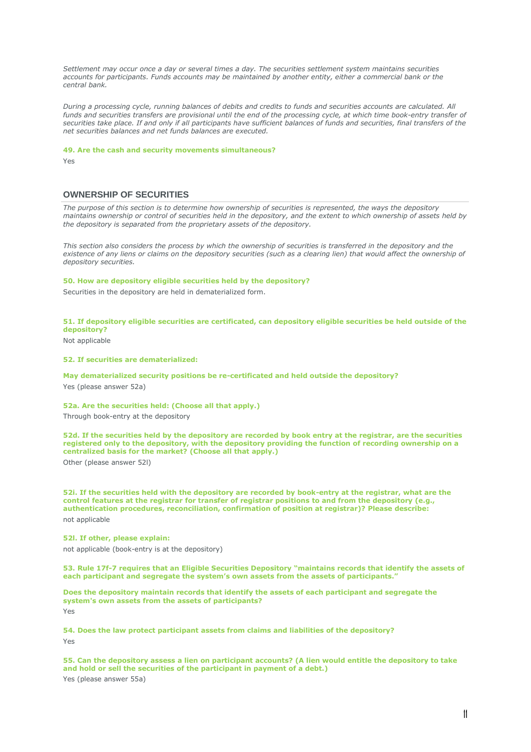*Settlement may occur once a day or several times a day. The securities settlement system maintains securities accounts for participants. Funds accounts may be maintained by another entity, either a commercial bank or the central bank.*

*During a processing cycle, running balances of debits and credits to funds and securities accounts are calculated. All funds and securities transfers are provisional until the end of the processing cycle, at which time book-entry transfer of securities take place. If and only if all participants have sufficient balances of funds and securities, final transfers of the net securities balances and net funds balances are executed.*

**49. Are the cash and security movements simultaneous?**

Yes

## OWNERSHIP OF SECURITIES

*The purpose of this section is to determine how ownership of securities is represented, the ways the depository maintains ownership or control of securities held in the depository, and the extent to which ownership of assets held by the depository is separated from the proprietary assets of the depository.*

*This section also considers the process by which the ownership of securities is transferred in the depository and the existence of any liens or claims on the depository securities (such as a clearing lien) that would affect the ownership of depository securities.*

**50. How are depository eligible securities held by the depository?**

Securities in the depository are held in dematerialized form.

**51. If depository eligible securities are certificated, can depository eligible securities be held outside of the depository?**

Not applicable

**52. If securities are dematerialized:**

**May dematerialized security positions be re-certificated and held outside the depository?**

Yes (please answer 52a)

**52a. Are the securities held: (Choose all that apply.)**

Through book-entry at the depository

**52d. If the securities held by the depository are recorded by book entry at the registrar, are the securities registered only to the depository, with the depository providing the function of recording ownership on a centralized basis for the market? (Choose all that apply.)**

Other (please answer 52l)

**52i. If the securities held with the depository are recorded by book-entry at the registrar, what are the control features at the registrar for transfer of registrar positions to and from the depository (e.g., authentication procedures, reconciliation, confirmation of position at registrar)? Please describe:**

not applicable

**52l. If other, please explain:**

not applicable (book-entry is at the depository)

**53. Rule 17f-7 requires that an Eligible Securities Depository "maintains records that identify the assets of each participant and segregate the system's own assets from the assets of participants."**

**Does the depository maintain records that identify the assets of each participant and segregate the system's own assets from the assets of participants?**

Yes

**54. Does the law protect participant assets from claims and liabilities of the depository?**

Yes

**55. Can the depository assess a lien on participant accounts? (A lien would entitle the depository to take and hold or sell the securities of the participant in payment of a debt.)**

Yes (please answer 55a)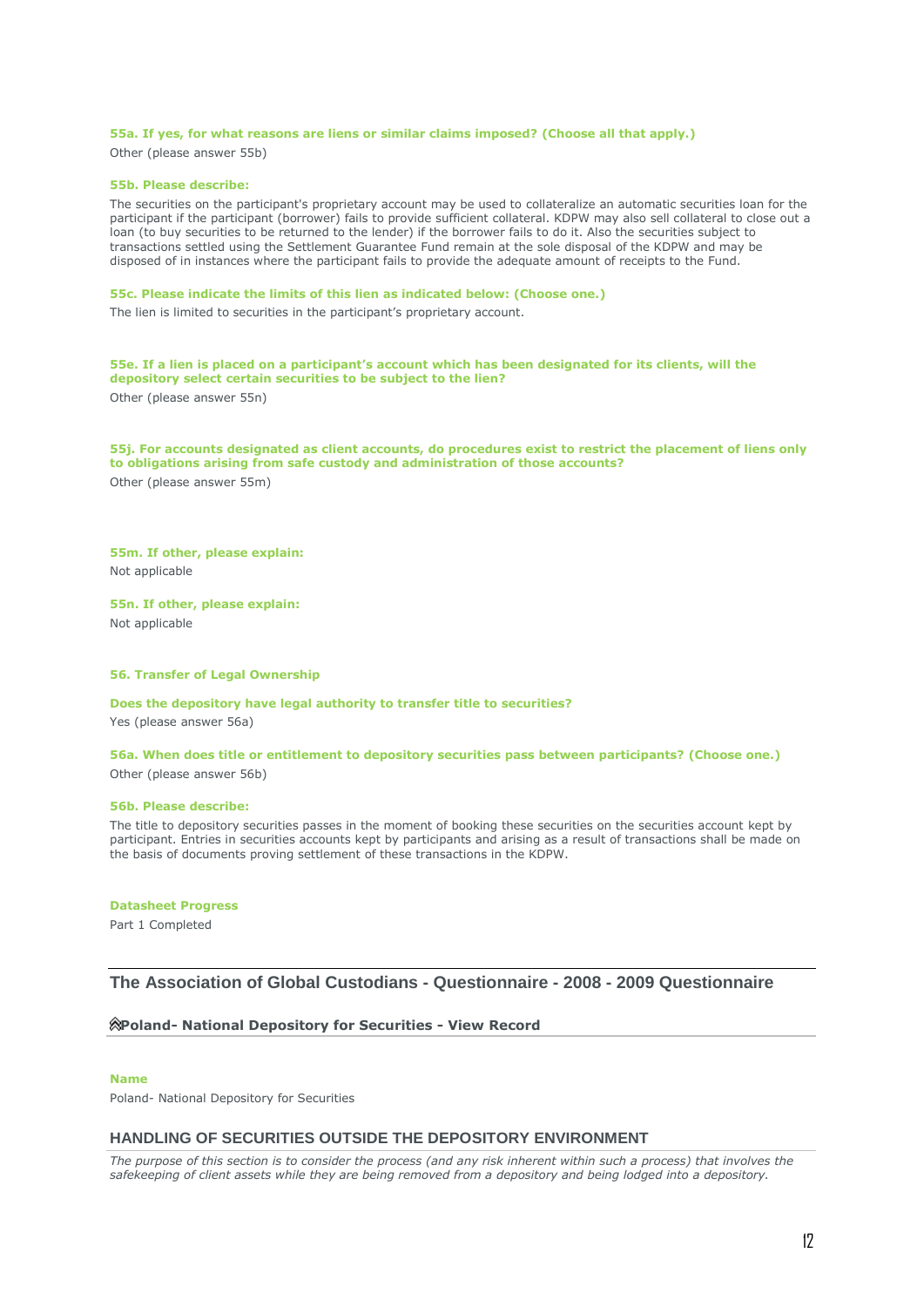**55a. If yes, for what reasons are liens or similar claims imposed? (Choose all that apply.)**

Other (please answer 55b)

**55b. Please describe:**

The securities on the participant's proprietary account may be used to collateralize an automatic securities loan for the participant if the participant (borrower) fails to provide sufficient collateral. KDPW may also sell collateral to close out a loan (to buy securities to be returned to the lender) if the borrower fails to do it. Also the securities subject to transactions settled using the Settlement Guarantee Fund remain at the sole disposal of the KDPW and may be disposed of in instances where the participant fails to provide the adequate amount of receipts to the Fund.

**55c. Please indicate the limits of this lien as indicated below: (Choose one.)**

The lien is limited to securities in the participant's proprietary account.

**55e. If a lien is placed on a participant's account which has been designated for its clients, will the depository select certain securities to be subject to the lien?**

Other (please answer 55n)

**55j. For accounts designated as client accounts, do procedures exist to restrict the placement of liens only to obligations arising from safe custody and administration of those accounts?**

Other (please answer 55m)

**55m. If other, please explain:**

Not applicable

**55n. If other, please explain:**

Not applicable

**56. Transfer of Legal Ownership**

**Does the depository have legal authority to transfer title to securities?**

Yes (please answer 56a)

**56a. When does title or entitlement to depository securities pass between participants? (Choose one.)**

Other (please answer 56b)

**56b. Please describe:**

The title to depository securities passes in the moment of booking these securities on the securities account kept by participant. Entries in securities accounts kept by participants and arising as a result of transactions shall be made on the basis of documents proving settlement of these transactions in the KDPW.

**Datasheet Progress**

Part 1 Completed

## The Association of Global Custodians - Questionnaire - 2008 - 2009 Questionnaire

### Poland- National Depository for Securities - View Record

**Name**

Poland- National Depository for Securities

## HANDLING OF SECURITIES OUTSIDE THE DEPOSITORY ENVIRONMENT

*The purpose of this section is to consider the process (and any risk inherent within such a process) that involves the safekeeping of client assets while they are being removed from a depository and being lodged into a depository.*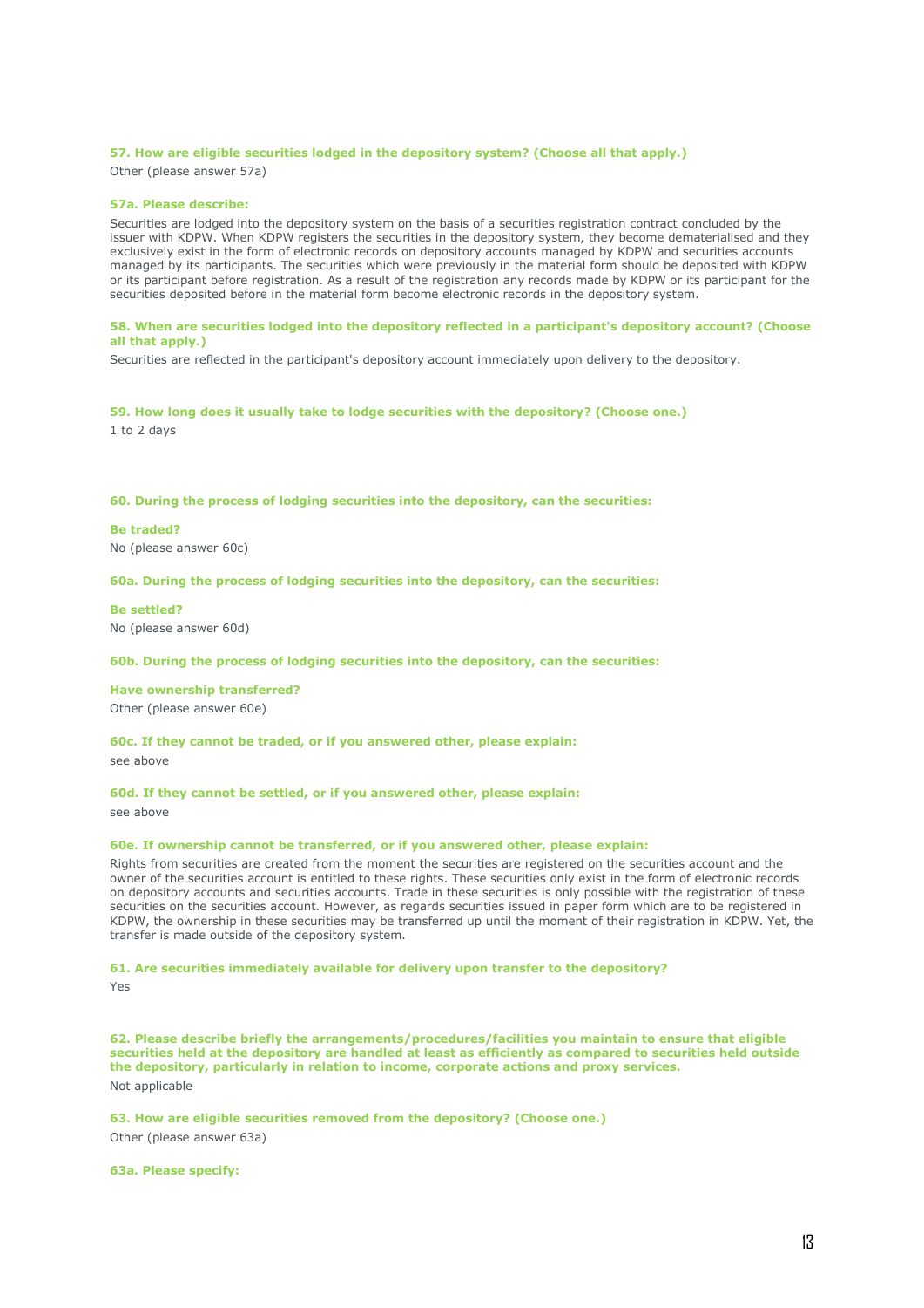**57. How are eligible securities lodged in the depository system? (Choose all that apply.)**

Other (please answer 57a)

**57a. Please describe:**

Securities are lodged into the depository system on the basis of a securities registration contract concluded by the issuer with KDPW. When KDPW registers the securities in the depository system, they become dematerialised and they exclusively exist in the form of electronic records on depository accounts managed by KDPW and securities accounts managed by its participants. The securities which were previously in the material form should be deposited with KDPW or its participant before registration. As a result of the registration any records made by KDPW or its participant for the securities deposited before in the material form become electronic records in the depository system.

**58. When are securities lodged into the depository reflected in a participant's depository account? (Choose all that apply.)**

Securities are reflected in the participant's depository account immediately upon delivery to the depository.

**59. How long does it usually take to lodge securities with the depository? (Choose one.)**

1 to 2 days

**60. During the process of lodging securities into the depository, can the securities:**

**Be traded?**

No (please answer 60c)

**60a. During the process of lodging securities into the depository, can the securities:**

**Be settled?**

No (please answer 60d)

**60b. During the process of lodging securities into the depository, can the securities:**

**Have ownership transferred?**

Other (please answer 60e)

**60c. If they cannot be traded, or if you answered other, please explain:**

see above

**60d. If they cannot be settled, or if you answered other, please explain:**

see above

**60e. If ownership cannot be transferred, or if you answered other, please explain:**

Rights from securities are created from the moment the securities are registered on the securities account and the owner of the securities account is entitled to these rights. These securities only exist in the form of electronic records on depository accounts and securities accounts. Trade in these securities is only possible with the registration of these securities on the securities account. However, as regards securities issued in paper form which are to be registered in KDPW, the ownership in these securities may be transferred up until the moment of their registration in KDPW. Yet, the transfer is made outside of the depository system.

**61. Are securities immediately available for delivery upon transfer to the depository?**

Yes

**62. Please describe briefly the arrangements/procedures/facilities you maintain to ensure that eligible securities held at the depository are handled at least as efficiently as compared to securities held outside the depository, particularly in relation to income, corporate actions and proxy services.**

Not applicable

**63. How are eligible securities removed from the depository? (Choose one.)**

Other (please answer 63a)

**63a. Please specify:**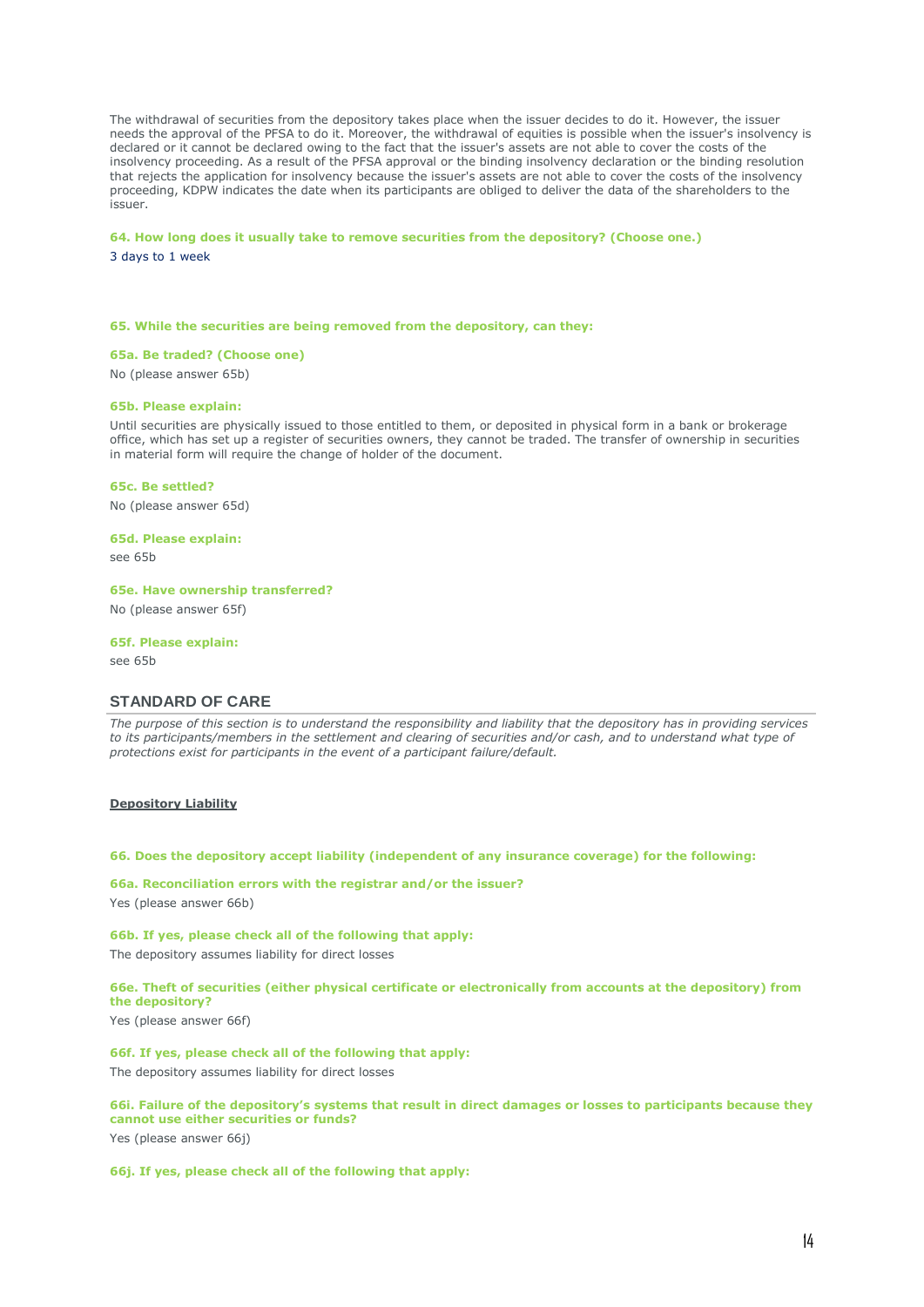The withdrawal of securities from the depository takes place when the issuer decides to do it. However, the issuer needs the approval of the PFSA to do it. Moreover, the withdrawal of equities is possible when the issuer's insolvency is declared or it cannot be declared owing to the fact that the issuer's assets are not able to cover the costs of the insolvency proceeding. As a result of the PFSA approval or the binding insolvency declaration or the binding resolution that rejects the application for insolvency because the issuer's assets are not able to cover the costs of the insolvency proceeding, KDPW indicates the date when its participants are obliged to deliver the data of the shareholders to the issuer.

**64. How long does it usually take to remove securities from the depository? (Choose one.)**

3 days to 1 week

**65. While the securities are being removed from the depository, can they:**

**65a. Be traded? (Choose one)**

No (please answer 65b)

**65b. Please explain:**

Until securities are physically issued to those entitled to them, or deposited in physical form in a bank or brokerage office, which has set up a register of securities owners, they cannot be traded. The transfer of ownership in securities in material form will require the change of holder of the document.

**65c. Be settled?**

No (please answer 65d)

**65d. Please explain:**

see 65b

**65e. Have ownership transferred?**

No (please answer 65f)

**65f. Please explain:**

see 65b

## STANDARD OF CARE

*The purpose of this section is to understand the responsibility and liability that the depository has in providing services to its participants/members in the settlement and clearing of securities and/or cash, and to understand what type of protections exist for participants in the event of a participant failure/default.*

**Depository Liability**

**66. Does the depository accept liability (independent of any insurance coverage) for the following:**

**66a. Reconciliation errors with the registrar and/or the issuer?**

Yes (please answer 66b)

**66b. If yes, please check all of the following that apply:**

The depository assumes liability for direct losses

**66e. Theft of securities (either physical certificate or electronically from accounts at the depository) from the depository?**

Yes (please answer 66f)

**66f. If yes, please check all of the following that apply:**

The depository assumes liability for direct losses

**66i. Failure of the depository's systems that result in direct damages or losses to participants because they cannot use either securities or funds?**

Yes (please answer 66j)

**66j. If yes, please check all of the following that apply:**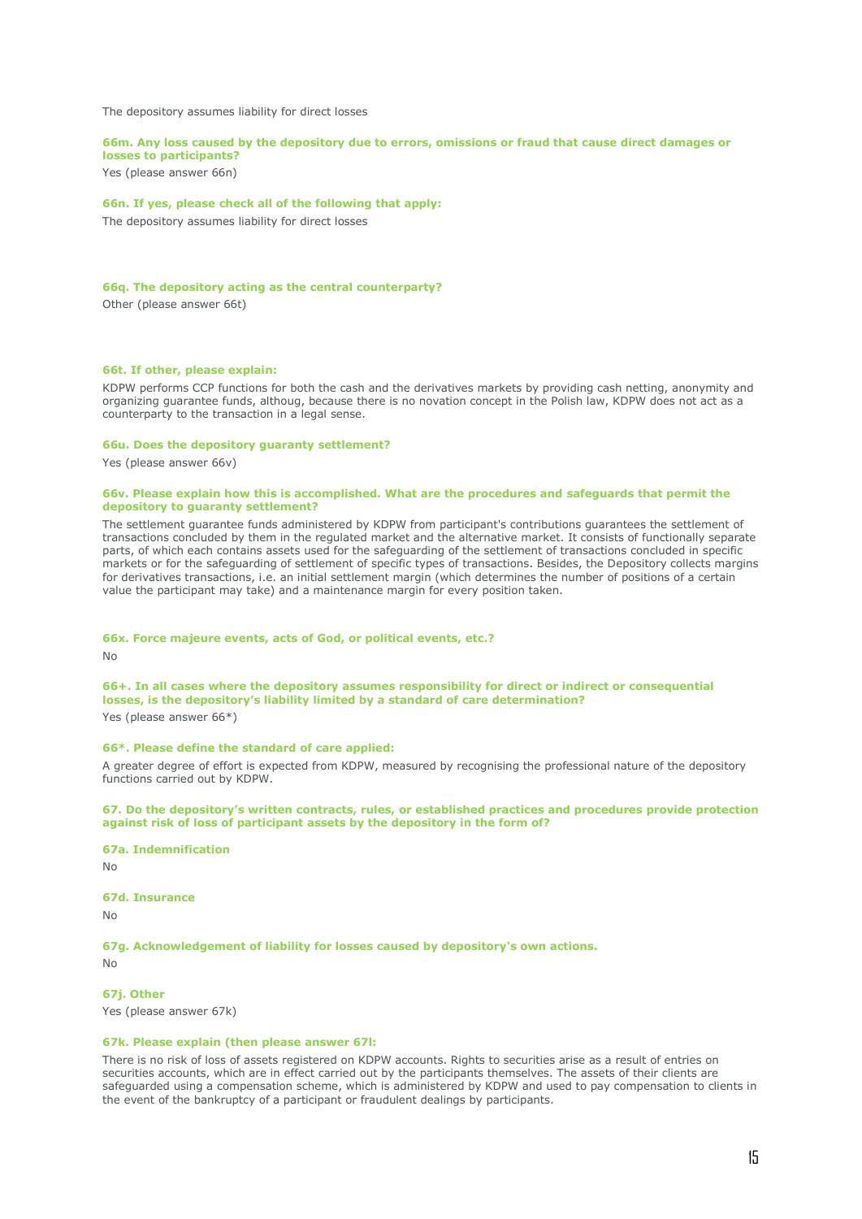The depository assumes liability for direct losses

**66m. Any loss caused by the depository due to errors, omissions or fraud that cause direct damages or losses to participants?**

Yes (please answer 66n)

**66n. If yes, please check all of the following that apply:**

The depository assumes liability for direct losses

**66q. The depository acting as the central counterparty?**

Other (please answer 66t)

**66t. If other, please explain:**

KDPW performs CCP functions for both the cash and the derivatives markets by providing cash netting, anonymity and organizing guarantee funds, althoug, because there is no novation concept in the Polish law, KDPW does not act as a counterparty to the transaction in a legal sense.

**66u. Does the depository guaranty settlement?**

Yes (please answer 66v)

**66v. Please explain how this is accomplished. What are the procedures and safeguards that permit the depository to guaranty settlement?**

The settlement guarantee funds administered by KDPW from participant's contributions guarantees the settlement of transactions concluded by them in the regulated market and the alternative market. It consists of functionally separate parts, of which each contains assets used for the safeguarding of the settlement of transactions concluded in specific markets or for the safeguarding of settlement of specific types of transactions. Besides, the Depository collects margins for derivatives transactions, i.e. an initial settlement margin (which determines the number of positions of a certain value the participant may take) and a maintenance margin for every position taken.

**66x. Force majeure events, acts of God, or political events, etc.?**

No

**66+. In all cases where the depository assumes responsibility for direct or indirect or consequential losses, is the depository's liability limited by a standard of care determination?**

Yes (please answer 66*)

**66*. Please define the standard of care applied:**

A greater degree of effort is expected from KDPW, measured by recognising the professional nature of the depository functions carried out by KDPW.

**67. Do the depository's written contracts, rules, or established practices and procedures provide protection against risk of loss of participant assets by the depository in the form of?**

**67a. Indemnification**

No

**67d. Insurance**

No

**67g. Acknowledgement of liability for losses caused by depository's own actions.**

No

**67j. Other**

Yes (please answer 67k)

**67k. Please explain (then please answer 67l:**

There is no risk of loss of assets registered on KDPW accounts. Rights to securities arise as a result of entries on securities accounts, which are in effect carried out by the participants themselves. The assets of their clients are safeguarded using a compensation scheme, which is administered by KDPW and used to pay compensation to clients in the event of the bankruptcy of a participant or fraudulent dealings by participants.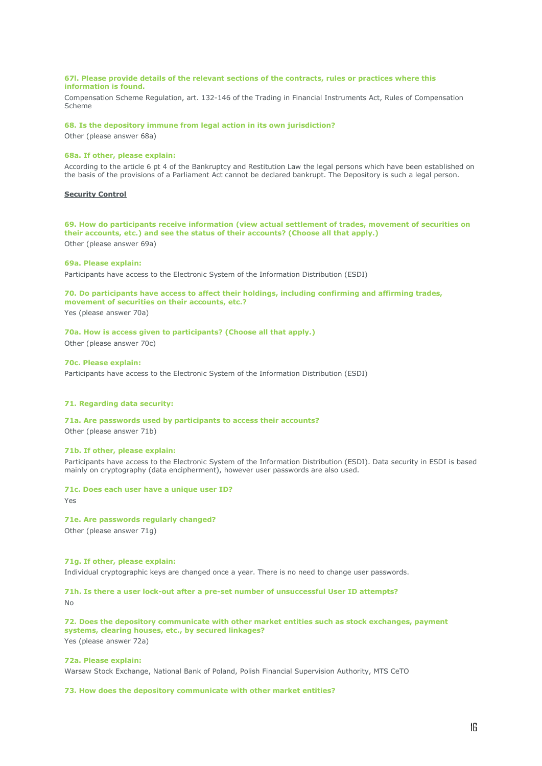**67l. Please provide details of the relevant sections of the contracts, rules or practices where this information is found.**

Compensation Scheme Regulation, art. 132-146 of the Trading in Financial Instruments Act, Rules of Compensation Scheme

**68. Is the depository immune from legal action in its own jurisdiction?**

Other (please answer 68a)

**68a. If other, please explain:**

According to the article 6 pt 4 of the Bankruptcy and Restitution Law the legal persons which have been established on the basis of the provisions of a Parliament Act cannot be declared bankrupt. The Depository is such a legal person.

**Security Control**

**69. How do participants receive information (view actual settlement of trades, movement of securities on their accounts, etc.) and see the status of their accounts? (Choose all that apply.)**

Other (please answer 69a)

**69a. Please explain:**

Participants have access to the Electronic System of the Information Distribution (ESDI)

**70. Do participants have access to affect their holdings, including confirming and affirming trades, movement of securities on their accounts, etc.?**

Yes (please answer 70a)

**70a. How is access given to participants? (Choose all that apply.)**

Other (please answer 70c)

**70c. Please explain:**

Participants have access to the Electronic System of the Information Distribution (ESDI)

**71. Regarding data security:**

**71a. Are passwords used by participants to access their accounts?**

Other (please answer 71b)

**71b. If other, please explain:**

Participants have access to the Electronic System of the Information Distribution (ESDI). Data security in ESDI is based mainly on cryptography (data encipherment), however user passwords are also used.

**71c. Does each user have a unique user ID?**

Yes

**71e. Are passwords regularly changed?**

Other (please answer 71g)

**71g. If other, please explain:**

Individual cryptographic keys are changed once a year. There is no need to change user passwords.

**71h. Is there a user lock-out after a pre-set number of unsuccessful User ID attempts?**

No

**72. Does the depository communicate with other market entities such as stock exchanges, payment systems, clearing houses, etc., by secured linkages?**

Yes (please answer 72a)

**72a. Please explain:**

Warsaw Stock Exchange, National Bank of Poland, Polish Financial Supervision Authority, MTS CeTO

**73. How does the depository communicate with other market entities?**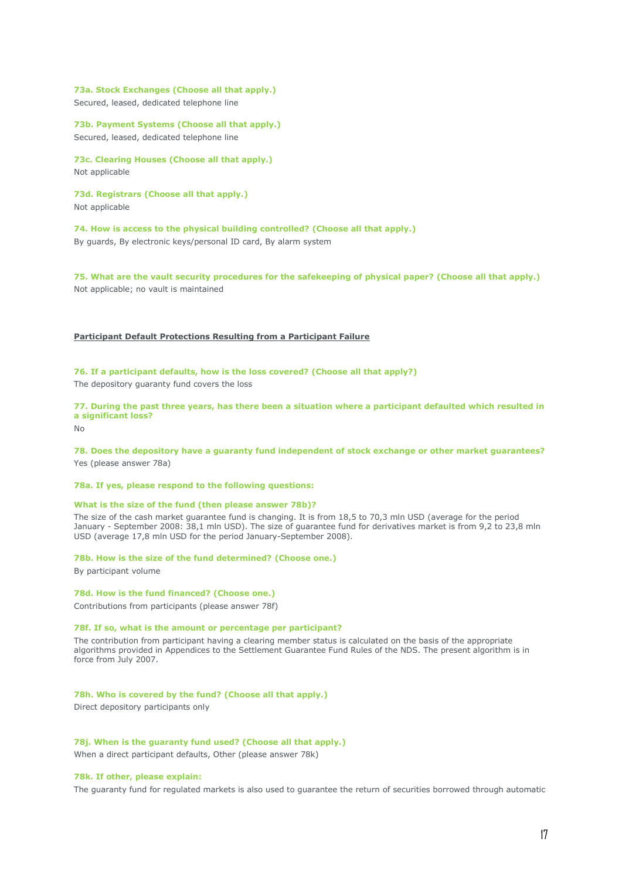**73a. Stock Exchanges (Choose all that apply.)**

Secured, leased, dedicated telephone line

**73b. Payment Systems (Choose all that apply.)**

Secured, leased, dedicated telephone line

**73c. Clearing Houses (Choose all that apply.)**

Not applicable

**73d. Registrars (Choose all that apply.)**

Not applicable

**74. How is access to the physical building controlled? (Choose all that apply.)**

By guards, By electronic keys/personal ID card, By alarm system

**75. What are the vault security procedures for the safekeeping of physical paper? (Choose all that apply.)**

Not applicable; no vault is maintained

## Participant Default Protections Resulting from a Participant Failure

**76. If a participant defaults, how is the loss covered? (Choose all that apply?)**

The depository guaranty fund covers the loss

**77. During the past three years, has there been a situation where a participant defaulted which resulted in a significant loss?**

No

**78. Does the depository have a guaranty fund independent of stock exchange or other market guarantees?**

Yes (please answer 78a)

**78a. If yes, please respond to the following questions:**

**What is the size of the fund (then please answer 78b)?**

The size of the cash market guarantee fund is changing. It is from 18,5 to 70,3 mln USD (average for the period January - September 2008: 38,1 mln USD). The size of guarantee fund for derivatives market is from 9,2 to 23,8 mln USD (average 17,8 mln USD for the period January-September 2008).

**78b. How is the size of the fund determined? (Choose one.)**

By participant volume

**78d. How is the fund financed? (Choose one.)**

Contributions from participants (please answer 78f)

**78f. If so, what is the amount or percentage per participant?**

The contribution from participant having a clearing member status is calculated on the basis of the appropriate algorithms provided in Appendices to the Settlement Guarantee Fund Rules of the NDS. The present algorithm is in force from July 2007.

**78h. Who is covered by the fund? (Choose all that apply.)**

Direct depository participants only

**78j. When is the guaranty fund used? (Choose all that apply.)**

When a direct participant defaults, Other (please answer 78k)

**78k. If other, please explain:**

The guaranty fund for regulated markets is also used to guarantee the return of securities borrowed through automatic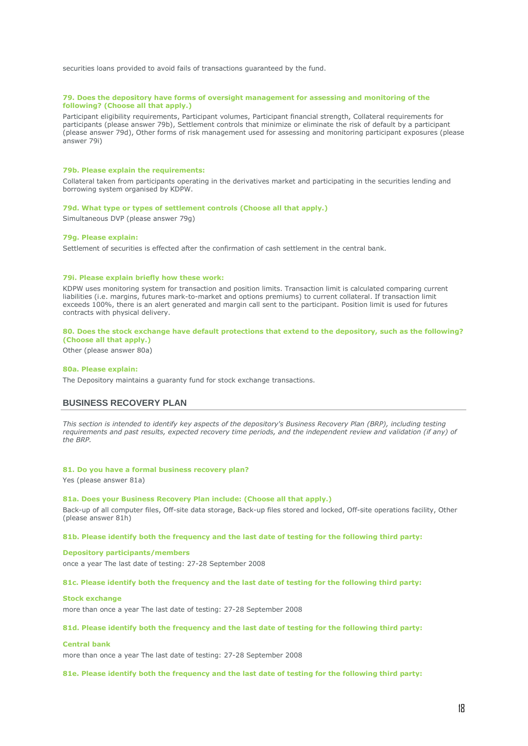securities loans provided to avoid fails of transactions guaranteed by the fund.

#### 79. Does the depository have forms of oversight management for assessing and monitoring of the following? (Choose all that apply.)

Participant eligibility requirements, Participant volumes, Participant financial strength, Collateral requirements for participants (please answer 79b), Settlement controls that minimize or eliminate the risk of default by a participant (please answer 79d), Other forms of risk management used for assessing and monitoring participant exposures (please answer 79i)

#### 79b. Please explain the requirements:

Collateral taken from participants operating in the derivatives market and participating in the securities lending and borrowing system organised by KDPW.

#### 79d. What type or types of settlement controls (Choose all that apply.)

Simultaneous DVP (please answer 79g)

#### 79g. Please explain:

Settlement of securities is effected after the confirmation of cash settlement in the central bank.

#### 79i. Please explain briefly how these work:

KDPW uses monitoring system for transaction and position limits. Transaction limit is calculated comparing current liabilities (i.e. margins, futures mark-to-market and options premiums) to current collateral. If transaction limit exceeds 100%, there is an alert generated and margin call sent to the participant. Position limit is used for futures contracts with physical delivery.

#### 80. Does the stock exchange have default protections that extend to the depository, such as the following? (Choose all that apply.)

Other (please answer 80a)

#### 80a. Please explain:

The Depository maintains a guaranty fund for stock exchange transactions.

## BUSINESS RECOVERY PLAN

*This section is intended to identify key aspects of the depository's Business Recovery Plan (BRP), including testing requirements and past results, expected recovery time periods, and the independent review and validation (if any) of the BRP.*

#### 81. Do you have a formal business recovery plan?

Yes (please answer 81a)

#### 81a. Does your Business Recovery Plan include: (Choose all that apply.)

Back-up of all computer files, Off-site data storage, Back-up files stored and locked, Off-site operations facility, Other (please answer 81h)

#### 81b. Please identify both the frequency and the last date of testing for the following third party:

**Depository participants/members**

once a year The last date of testing: 27-28 September 2008

#### 81c. Please identify both the frequency and the last date of testing for the following third party:

**Stock exchange**

more than once a year The last date of testing: 27-28 September 2008

#### 81d. Please identify both the frequency and the last date of testing for the following third party:

**Central bank**

more than once a year The last date of testing: 27-28 September 2008

#### 81e. Please identify both the frequency and the last date of testing for the following third party: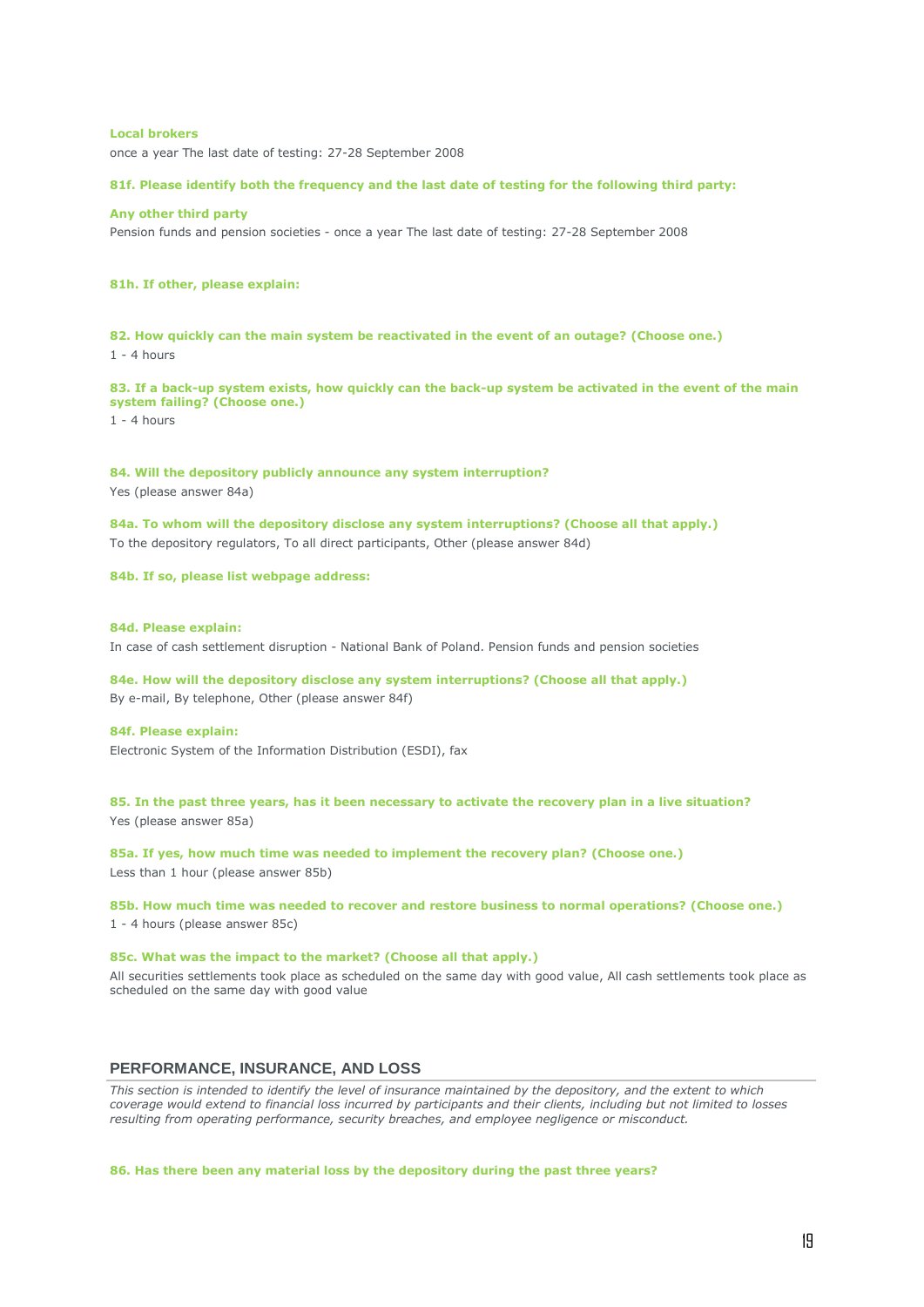**Local brokers**

once a year The last date of testing: 27-28 September 2008

**81f. Please identify both the frequency and the last date of testing for the following third party:**

**Any other third party**

Pension funds and pension societies - once a year The last date of testing: 27-28 September 2008

**81h. If other, please explain:**

**82. How quickly can the main system be reactivated in the event of an outage? (Choose one.)**

1 - 4 hours

**83. If a back-up system exists, how quickly can the back-up system be activated in the event of the main system failing? (Choose one.)**

1 - 4 hours

**84. Will the depository publicly announce any system interruption?**

Yes (please answer 84a)

**84a. To whom will the depository disclose any system interruptions? (Choose all that apply.)**

To the depository regulators, To all direct participants, Other (please answer 84d)

**84b. If so, please list webpage address:**

**84d. Please explain:**

In case of cash settlement disruption - National Bank of Poland. Pension funds and pension societies

**84e. How will the depository disclose any system interruptions? (Choose all that apply.)**

By e-mail, By telephone, Other (please answer 84f)

**84f. Please explain:**

Electronic System of the Information Distribution (ESDI), fax

**85. In the past three years, has it been necessary to activate the recovery plan in a live situation?**

Yes (please answer 85a)

**85a. If yes, how much time was needed to implement the recovery plan? (Choose one.)**

Less than 1 hour (please answer 85b)

**85b. How much time was needed to recover and restore business to normal operations? (Choose one.)**

1 - 4 hours (please answer 85c)

**85c. What was the impact to the market? (Choose all that apply.)**

All securities settlements took place as scheduled on the same day with good value, All cash settlements took place as scheduled on the same day with good value

## PERFORMANCE, INSURANCE, AND LOSS

*This section is intended to identify the level of insurance maintained by the depository, and the extent to which coverage would extend to financial loss incurred by participants and their clients, including but not limited to losses resulting from operating performance, security breaches, and employee negligence or misconduct.*

**86. Has there been any material loss by the depository during the past three years?**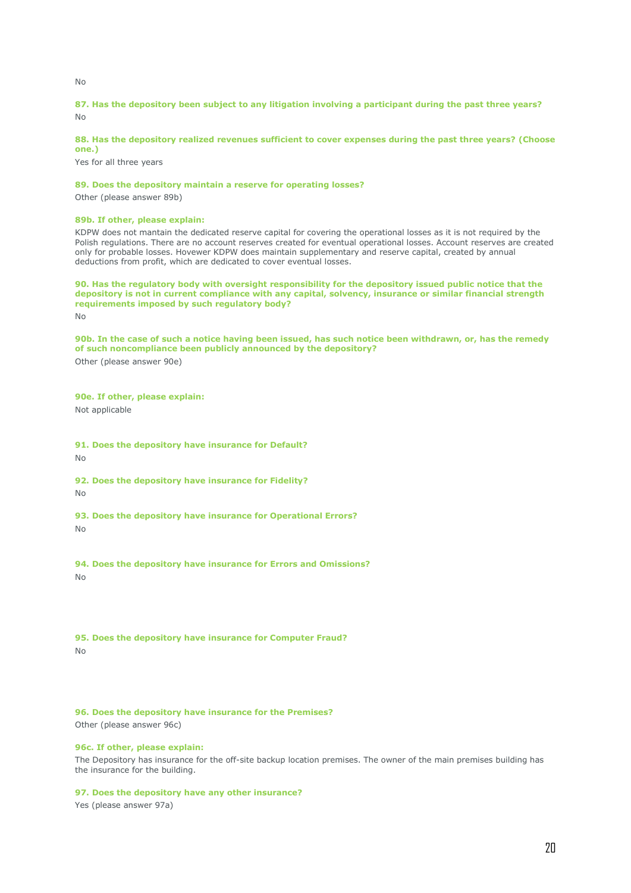No

**87. Has the depository been subject to any litigation involving a participant during the past three years?**

No

**88. Has the depository realized revenues sufficient to cover expenses during the past three years? (Choose one.)**

Yes for all three years

**89. Does the depository maintain a reserve for operating losses?**

Other (please answer 89b)

**89b. If other, please explain:**

KDPW does not mantain the dedicated reserve capital for covering the operational losses as it is not required by the Polish regulations. There are no account reserves created for eventual operational losses. Account reserves are created only for probable losses. Hovewer KDPW does maintain supplementary and reserve capital, created by annual deductions from profit, which are dedicated to cover eventual losses.

**90. Has the regulatory body with oversight responsibility for the depository issued public notice that the depository is not in current compliance with any capital, solvency, insurance or similar financial strength requirements imposed by such regulatory body?**

No

**90b. In the case of such a notice having been issued, has such notice been withdrawn, or, has the remedy of such noncompliance been publicly announced by the depository?**

Other (please answer 90e)

**90e. If other, please explain:**

Not applicable

**91. Does the depository have insurance for Default?**

No

**92. Does the depository have insurance for Fidelity?**

No

**93. Does the depository have insurance for Operational Errors?**

No

**94. Does the depository have insurance for Errors and Omissions?**

No

**95. Does the depository have insurance for Computer Fraud?**

No

**96. Does the depository have insurance for the Premises?**

Other (please answer 96c)

**96c. If other, please explain:**

The Depository has insurance for the off-site backup location premises. The owner of the main premises building has the insurance for the building.

**97. Does the depository have any other insurance?**

Yes (please answer 97a)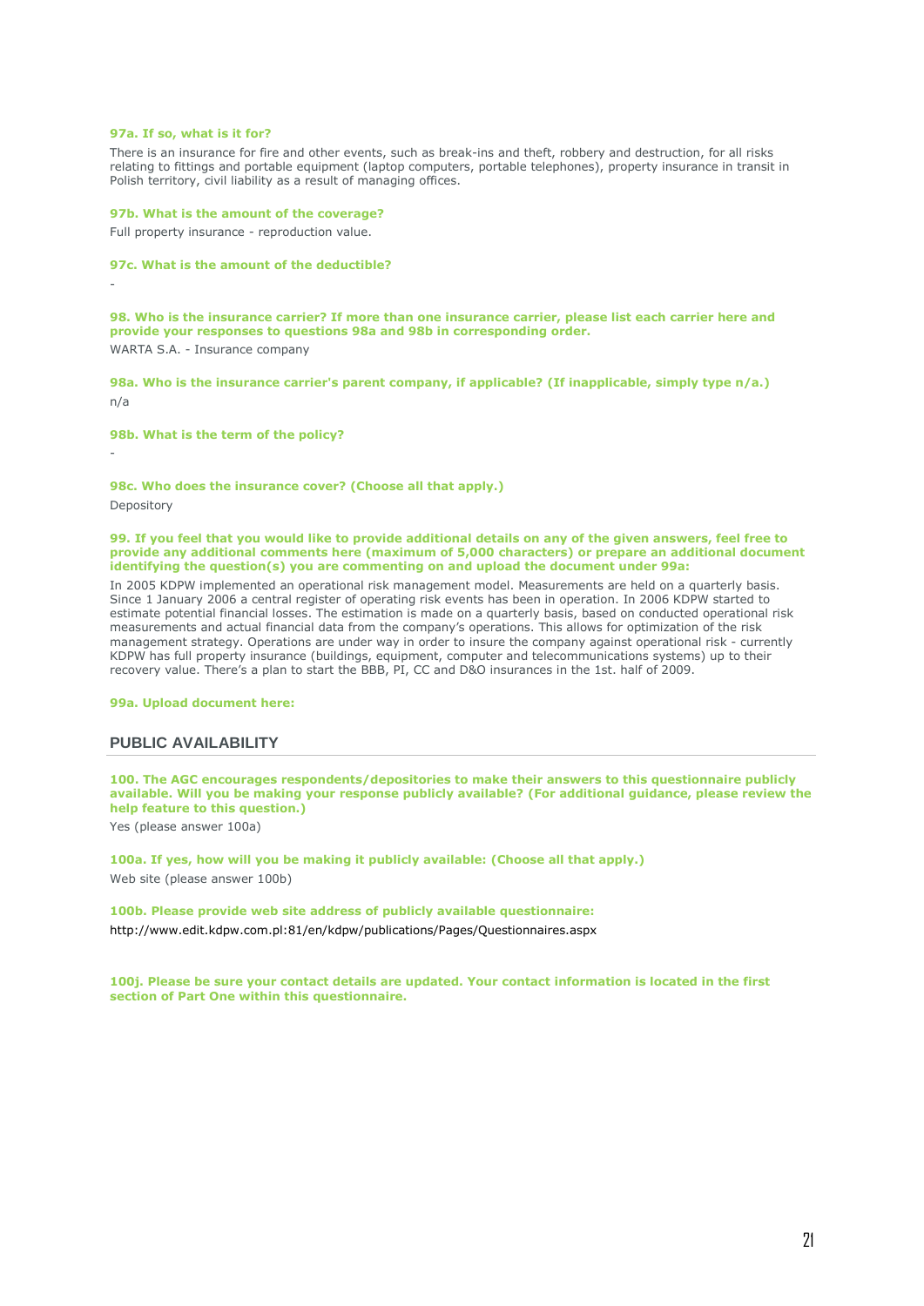**97a. If so, what is it for?**

There is an insurance for fire and other events, such as break-ins and theft, robbery and destruction, for all risks relating to fittings and portable equipment (laptop computers, portable telephones), property insurance in transit in Polish territory, civil liability as a result of managing offices.

**97b. What is the amount of the coverage?**

Full property insurance - reproduction value.

**97c. What is the amount of the deductible?**

-

**98. Who is the insurance carrier? If more than one insurance carrier, please list each carrier here and provide your responses to questions 98a and 98b in corresponding order.**

WARTA S.A. - Insurance company

**98a. Who is the insurance carrier's parent company, if applicable? (If inapplicable, simply type n/a.)**

n/a

**98b. What is the term of the policy?**

-

**98c. Who does the insurance cover? (Choose all that apply.)**

Depository

**99. If you feel that you would like to provide additional details on any of the given answers, feel free to provide any additional comments here (maximum of 5,000 characters) or prepare an additional document identifying the question(s) you are commenting on and upload the document under 99a:**

In 2005 KDPW implemented an operational risk management model. Measurements are held on a quarterly basis. Since 1 January 2006 a central register of operating risk events has been in operation. In 2006 KDPW started to estimate potential financial losses. The estimation is made on a quarterly basis, based on conducted operational risk measurements and actual financial data from the company's operations. This allows for optimization of the risk management strategy. Operations are under way in order to insure the company against operational risk - currently KDPW has full property insurance (buildings, equipment, computer and telecommunications systems) up to their recovery value. There's a plan to start the BBB, PI, CC and D&O insurances in the 1st. half of 2009.

**99a. Upload document here:**

## PUBLIC AVAILABILITY

**100. The AGC encourages respondents/depositories to make their answers to this questionnaire publicly available. Will you be making your response publicly available? (For additional guidance, please review the help feature to this question.)**

Yes (please answer 100a)

**100a. If yes, how will you be making it publicly available: (Choose all that apply.)**

Web site (please answer 100b)

**100b. Please provide web site address of publicly available questionnaire:**

http://www.edit.kdpw.com.pl:81/en/kdpw/publications/Pages/Questionnaires.aspx

**100j. Please be sure your contact details are updated. Your contact information is located in the first section of Part One within this questionnaire.**